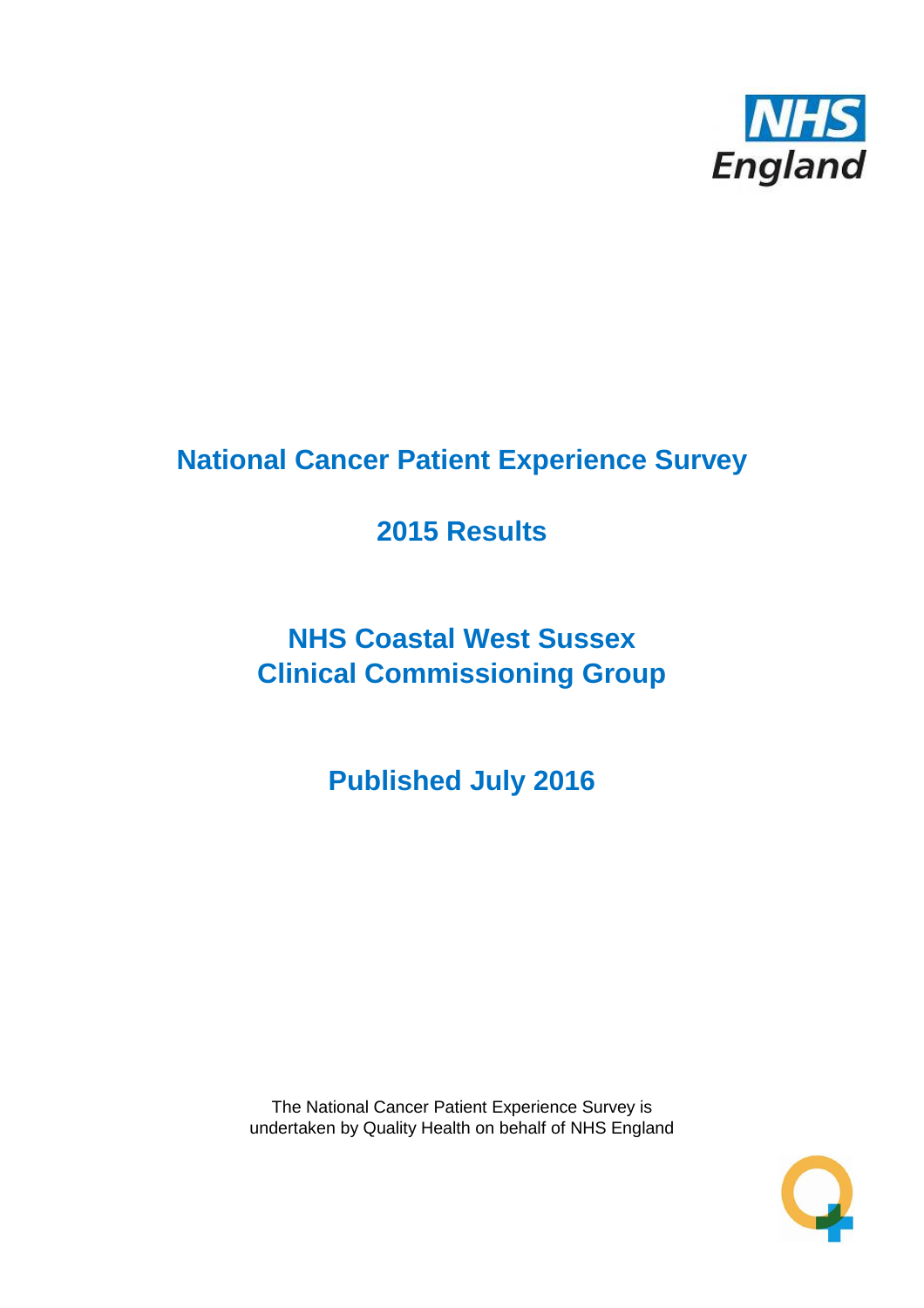NHS England

# National Cancer Patient Experience Survey

## 2015 Results

## NHS Coastal West Sussex Clinical Commissioning Group

## Published July 2016

The National Cancer Patient Experience Survey is undertaken by Quality Health on behalf of NHS England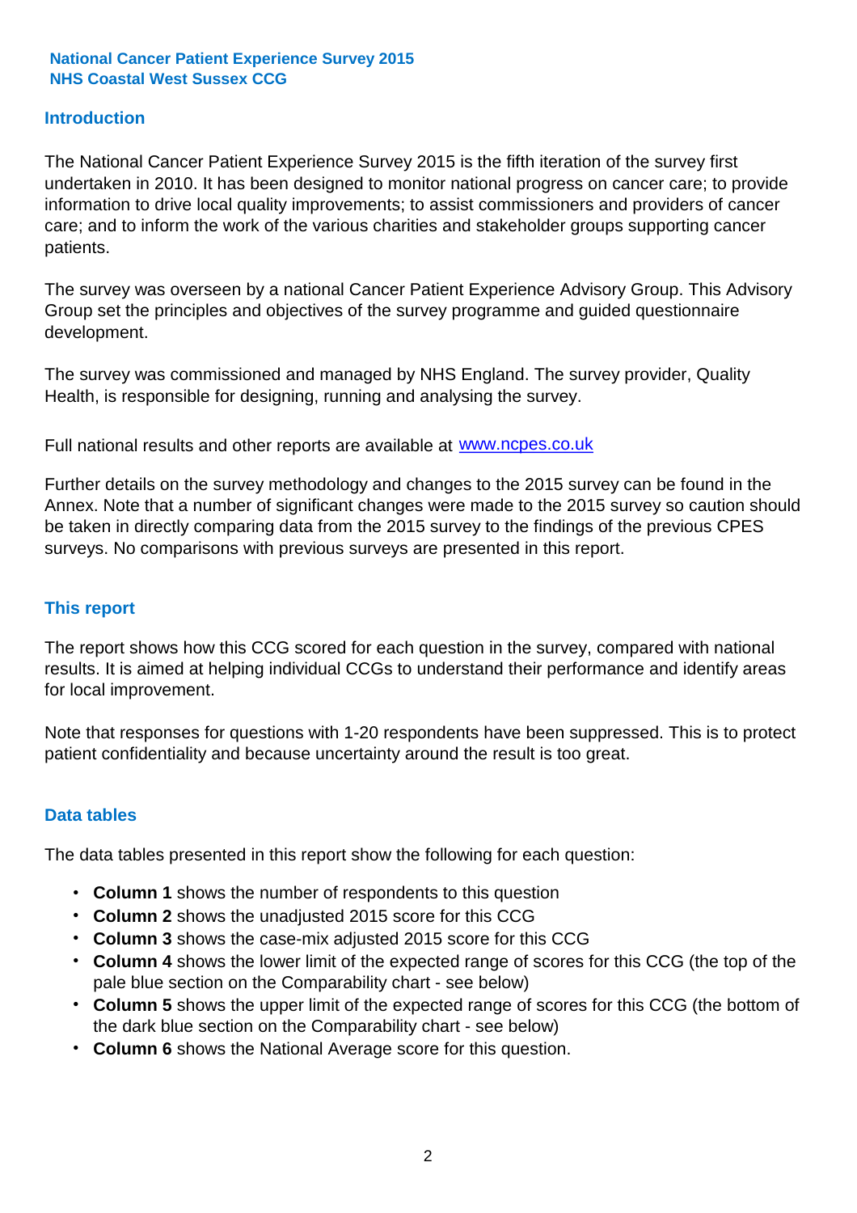**National Cancer Patient Experience Survey 2015**
**NHS Coastal West Sussex CCG**

## Introduction

The National Cancer Patient Experience Survey 2015 is the fifth iteration of the survey first undertaken in 2010. It has been designed to monitor national progress on cancer care; to provide information to drive local quality improvements; to assist commissioners and providers of cancer care; and to inform the work of the various charities and stakeholder groups supporting cancer patients.

The survey was overseen by a national Cancer Patient Experience Advisory Group. This Advisory Group set the principles and objectives of the survey programme and guided questionnaire development.

The survey was commissioned and managed by NHS England. The survey provider, Quality Health, is responsible for designing, running and analysing the survey.

Full national results and other reports are available at [www.ncpes.co.uk](http://www.ncpes.co.uk)

Further details on the survey methodology and changes to the 2015 survey can be found in the Annex. Note that a number of significant changes were made to the 2015 survey so caution should be taken in directly comparing data from the 2015 survey to the findings of the previous CPES surveys. No comparisons with previous surveys are presented in this report.

## This report

The report shows how this CCG scored for each question in the survey, compared with national results. It is aimed at helping individual CCGs to understand their performance and identify areas for local improvement.

Note that responses for questions with 1-20 respondents have been suppressed. This is to protect patient confidentiality and because uncertainty around the result is too great.

## Data tables

The data tables presented in this report show the following for each question:

- **Column 1** shows the number of respondents to this question
- **Column 2** shows the unadjusted 2015 score for this CCG
- **Column 3** shows the case-mix adjusted 2015 score for this CCG
- **Column 4** shows the lower limit of the expected range of scores for this CCG (the top of the pale blue section on the Comparability chart - see below)
- **Column 5** shows the upper limit of the expected range of scores for this CCG (the bottom of the dark blue section on the Comparability chart - see below)
- **Column 6** shows the National Average score for this question.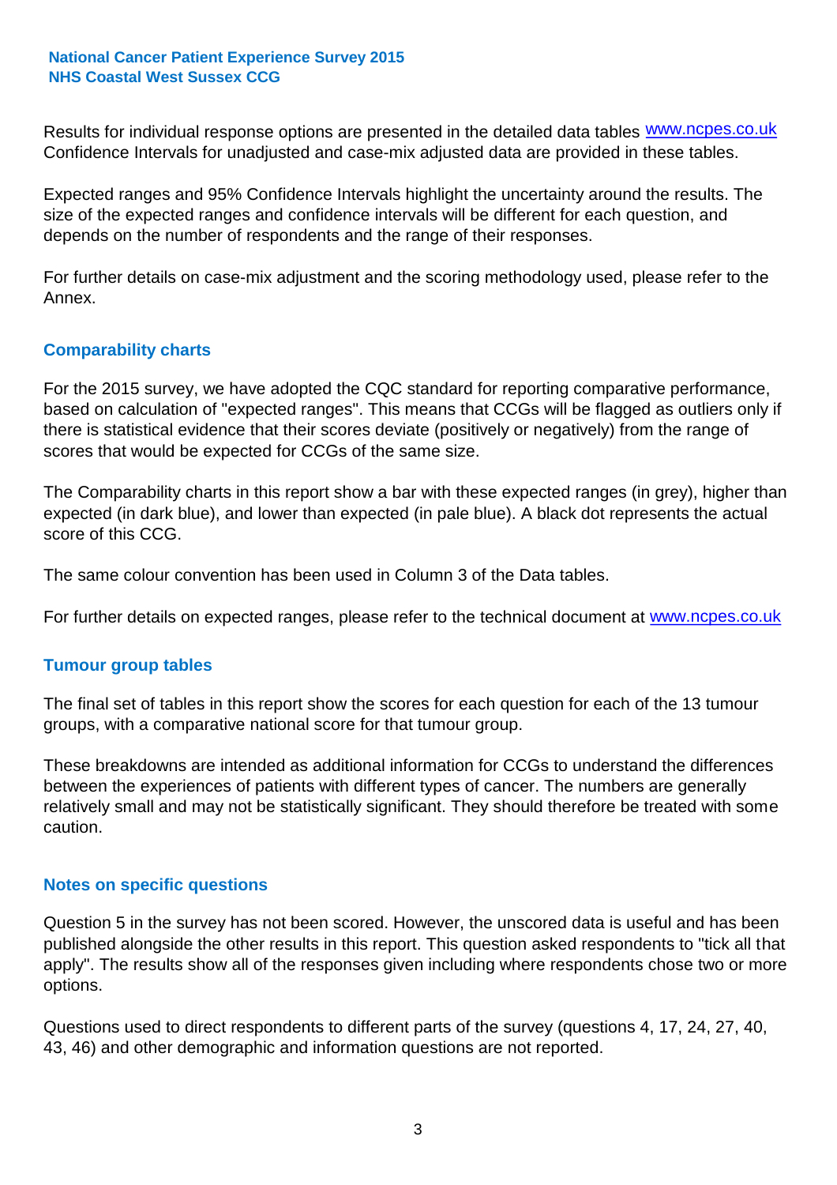Results for individual response options are presented in the detailed data tables www.ncpes.co.uk Confidence Intervals for unadjusted and case-mix adjusted data are provided in these tables.

Expected ranges and 95% Confidence Intervals highlight the uncertainty around the results. The size of the expected ranges and confidence intervals will be different for each question, and depends on the number of respondents and the range of their responses.

For further details on case-mix adjustment and the scoring methodology used, please refer to the Annex.

## Comparability charts

For the 2015 survey, we have adopted the CQC standard for reporting comparative performance, based on calculation of "expected ranges". This means that CCGs will be flagged as outliers only if there is statistical evidence that their scores deviate (positively or negatively) from the range of scores that would be expected for CCGs of the same size.

The Comparability charts in this report show a bar with these expected ranges (in grey), higher than expected (in dark blue), and lower than expected (in pale blue). A black dot represents the actual score of this CCG.

The same colour convention has been used in Column 3 of the Data tables.

For further details on expected ranges, please refer to the technical document at www.ncpes.co.uk

## Tumour group tables

The final set of tables in this report show the scores for each question for each of the 13 tumour groups, with a comparative national score for that tumour group.

These breakdowns are intended as additional information for CCGs to understand the differences between the experiences of patients with different types of cancer. The numbers are generally relatively small and may not be statistically significant. They should therefore be treated with some caution.

## Notes on specific questions

Question 5 in the survey has not been scored. However, the unscored data is useful and has been published alongside the other results in this report. This question asked respondents to "tick all that apply". The results show all of the responses given including where respondents chose two or more options.

Questions used to direct respondents to different parts of the survey (questions 4, 17, 24, 27, 40, 43, 46) and other demographic and information questions are not reported.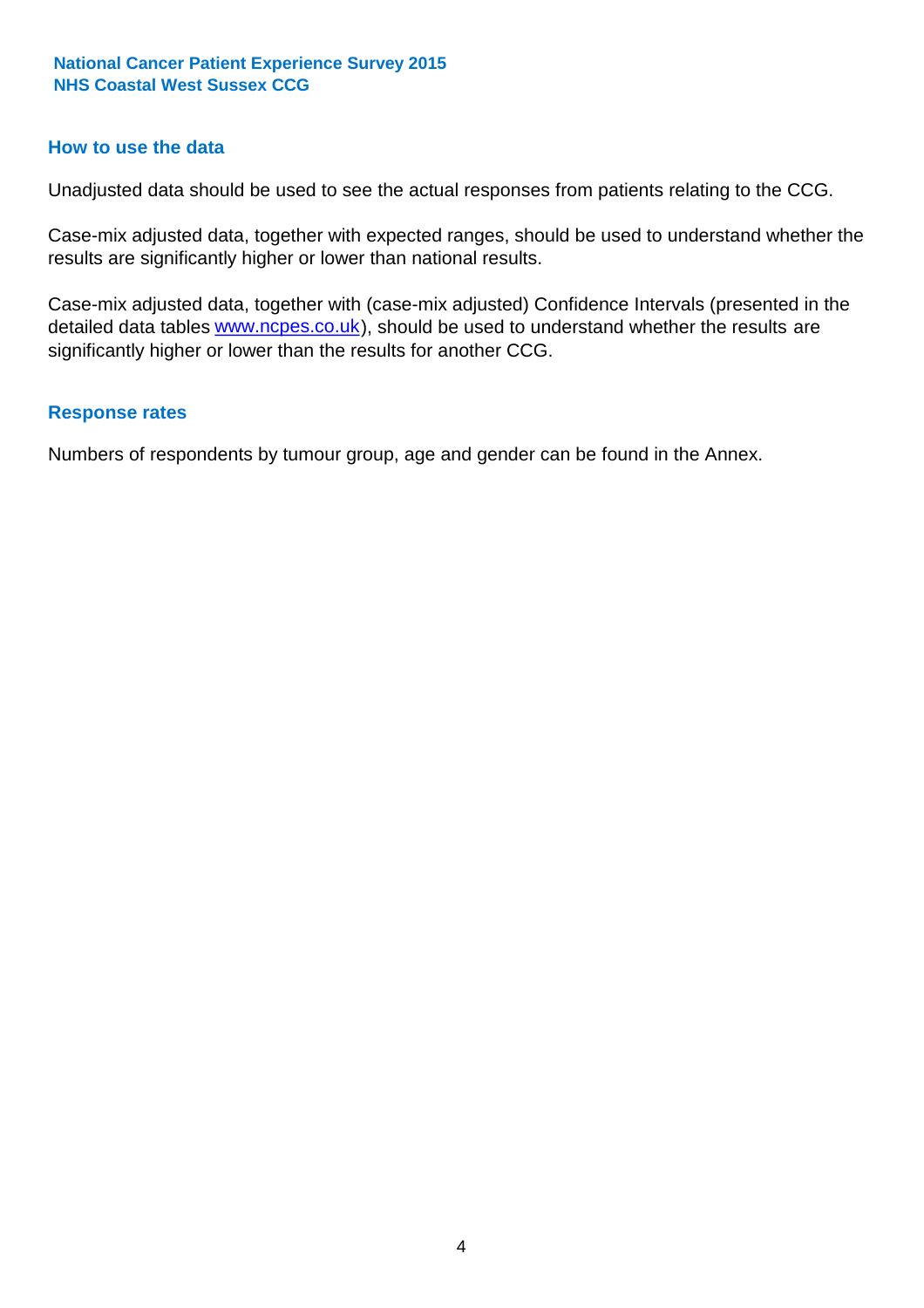## How to use the data

Unadjusted data should be used to see the actual responses from patients relating to the CCG.

Case-mix adjusted data, together with expected ranges, should be used to understand whether the results are significantly higher or lower than national results.

Case-mix adjusted data, together with (case-mix adjusted) Confidence Intervals (presented in the detailed data tables [www.ncpes.co.uk](http://www.ncpes.co.uk)), should be used to understand whether the results are significantly higher or lower than the results for another CCG.

## Response rates

Numbers of respondents by tumour group, age and gender can be found in the Annex.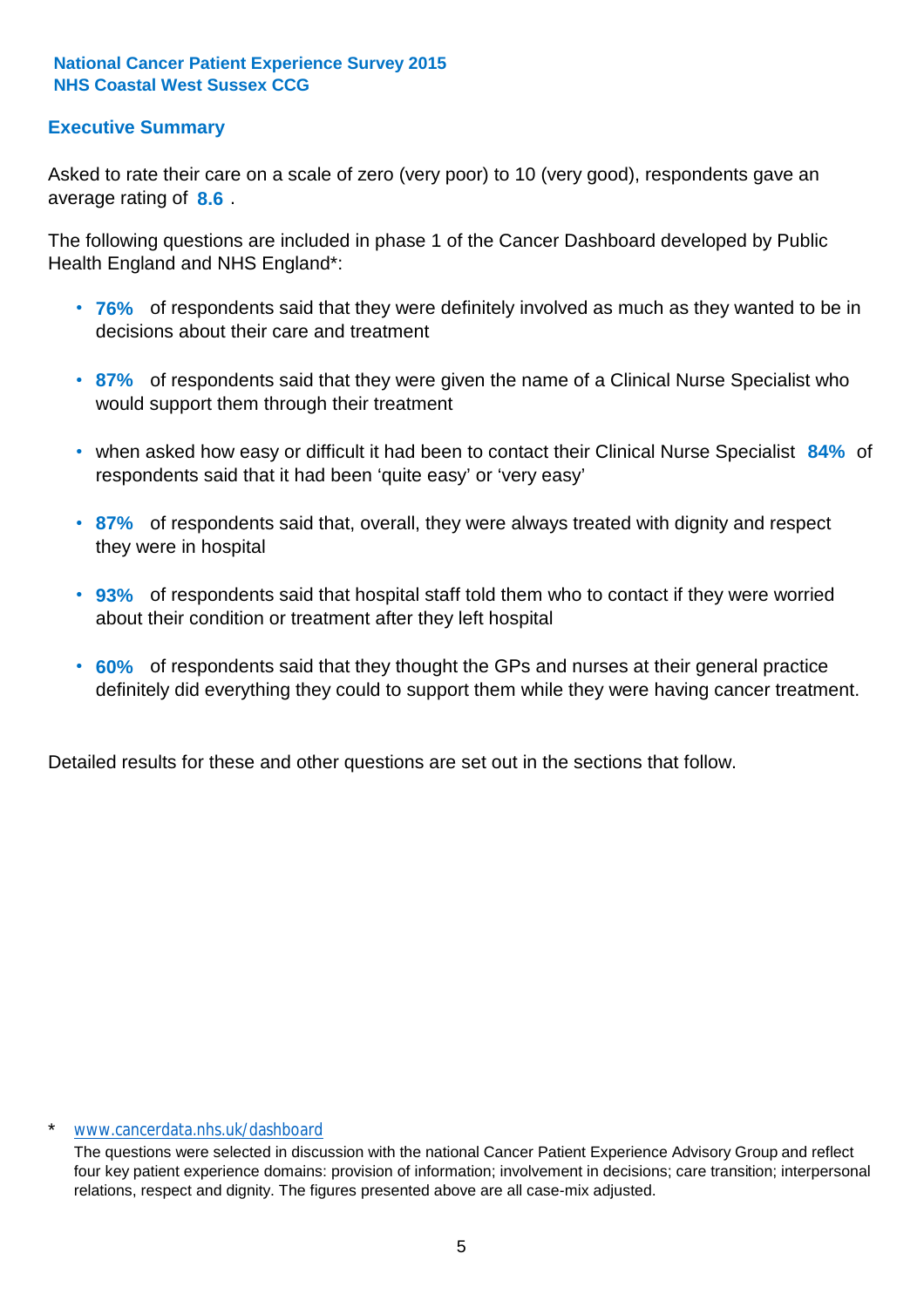**National Cancer Patient Experience Survey 2015**
**NHS Coastal West Sussex CCG**

## Executive Summary

Asked to rate their care on a scale of zero (very poor) to 10 (very good), respondents gave an average rating of **8.6** .

The following questions are included in phase 1 of the Cancer Dashboard developed by Public Health England and NHS England*:

- **76%** of respondents said that they were definitely involved as much as they wanted to be in decisions about their care and treatment
- **87%** of respondents said that they were given the name of a Clinical Nurse Specialist who would support them through their treatment
- when asked how easy or difficult it had been to contact their Clinical Nurse Specialist **84%** of respondents said that it had been 'quite easy' or 'very easy'
- **87%** of respondents said that, overall, they were always treated with dignity and respect they were in hospital
- **93%** of respondents said that hospital staff told them who to contact if they were worried about their condition or treatment after they left hospital
- **60%** of respondents said that they thought the GPs and nurses at their general practice definitely did everything they could to support them while they were having cancer treatment.

Detailed results for these and other questions are set out in the sections that follow.

* www.cancerdata.nhs.uk/dashboard

The questions were selected in discussion with the national Cancer Patient Experience Advisory Group and reflect four key patient experience domains: provision of information; involvement in decisions; care transition; interpersonal relations, respect and dignity. The figures presented above are all case-mix adjusted.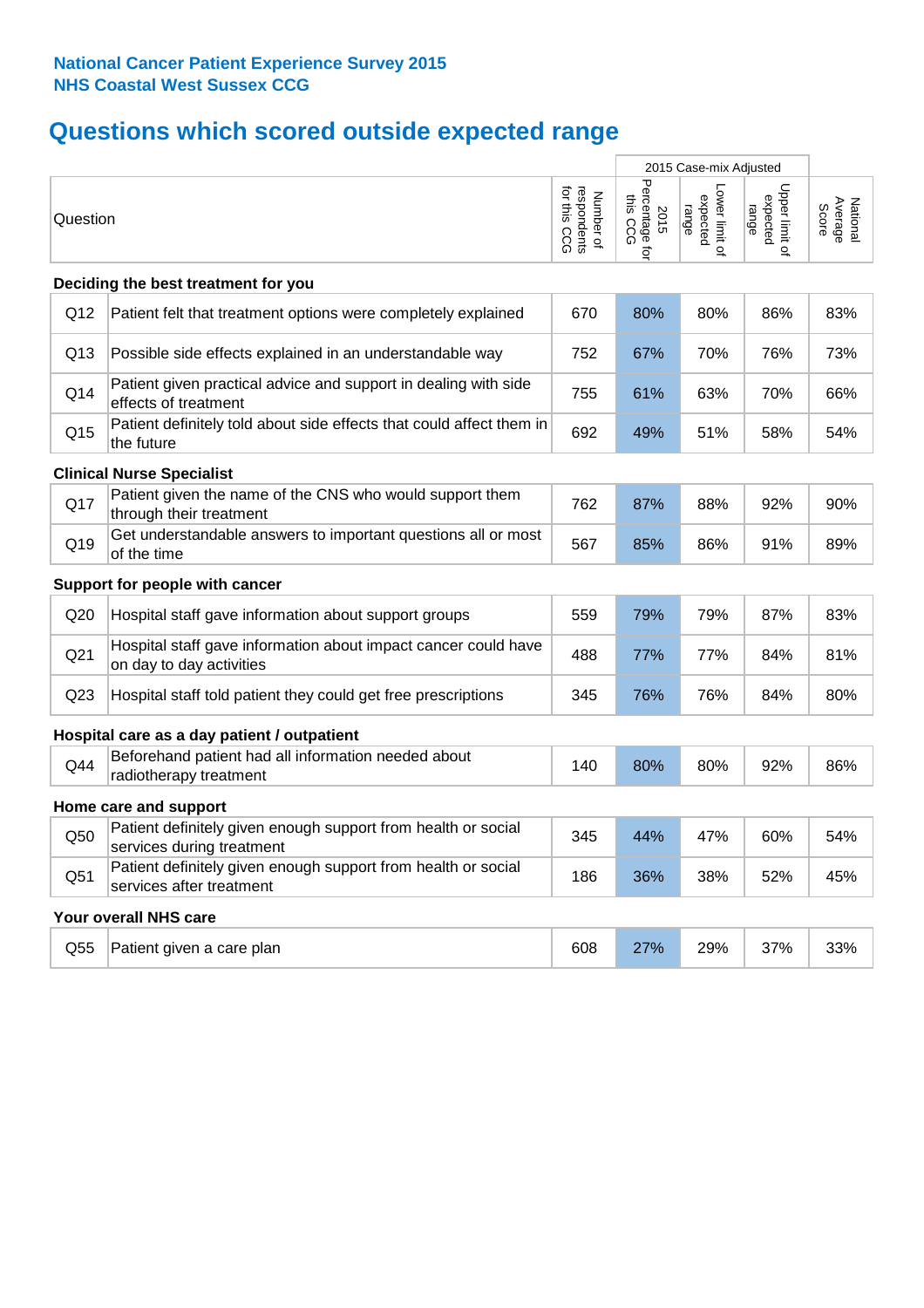**National Cancer Patient Experience Survey 2015**
**NHS Coastal West Sussex CCG**

# Questions which scored outside expected range

| | Question | Number of respondents for this CCG | 2015 Case-mix Adjusted: 2015 Percentage for this CCG | 2015 Case-mix Adjusted: Lower limit of expected range | 2015 Case-mix Adjusted: Upper limit of expected range | National Average Score |
|---|---|---|---|---|---|---|
| **Deciding the best treatment for you** | | | | | | |
| Q12 | Patient felt that treatment options were completely explained | 670 | 80% | 80% | 86% | 83% |
| Q13 | Possible side effects explained in an understandable way | 752 | 67% | 70% | 76% | 73% |
| Q14 | Patient given practical advice and support in dealing with side effects of treatment | 755 | 61% | 63% | 70% | 66% |
| Q15 | Patient definitely told about side effects that could affect them in the future | 692 | 49% | 51% | 58% | 54% |
| **Clinical Nurse Specialist** | | | | | | |
| Q17 | Patient given the name of the CNS who would support them through their treatment | 762 | 87% | 88% | 92% | 90% |
| Q19 | Get understandable answers to important questions all or most of the time | 567 | 85% | 86% | 91% | 89% |
| **Support for people with cancer** | | | | | | |
| Q20 | Hospital staff gave information about support groups | 559 | 79% | 79% | 87% | 83% |
| Q21 | Hospital staff gave information about impact cancer could have on day to day activities | 488 | 77% | 77% | 84% | 81% |
| Q23 | Hospital staff told patient they could get free prescriptions | 345 | 76% | 76% | 84% | 80% |
| **Hospital care as a day patient / outpatient** | | | | | | |
| Q44 | Beforehand patient had all information needed about radiotherapy treatment | 140 | 80% | 80% | 92% | 86% |
| **Home care and support** | | | | | | |
| Q50 | Patient definitely given enough support from health or social services during treatment | 345 | 44% | 47% | 60% | 54% |
| Q51 | Patient definitely given enough support from health or social services after treatment | 186 | 36% | 38% | 52% | 45% |
| **Your overall NHS care** | | | | | | |
| Q55 | Patient given a care plan | 608 | 27% | 29% | 37% | 33% |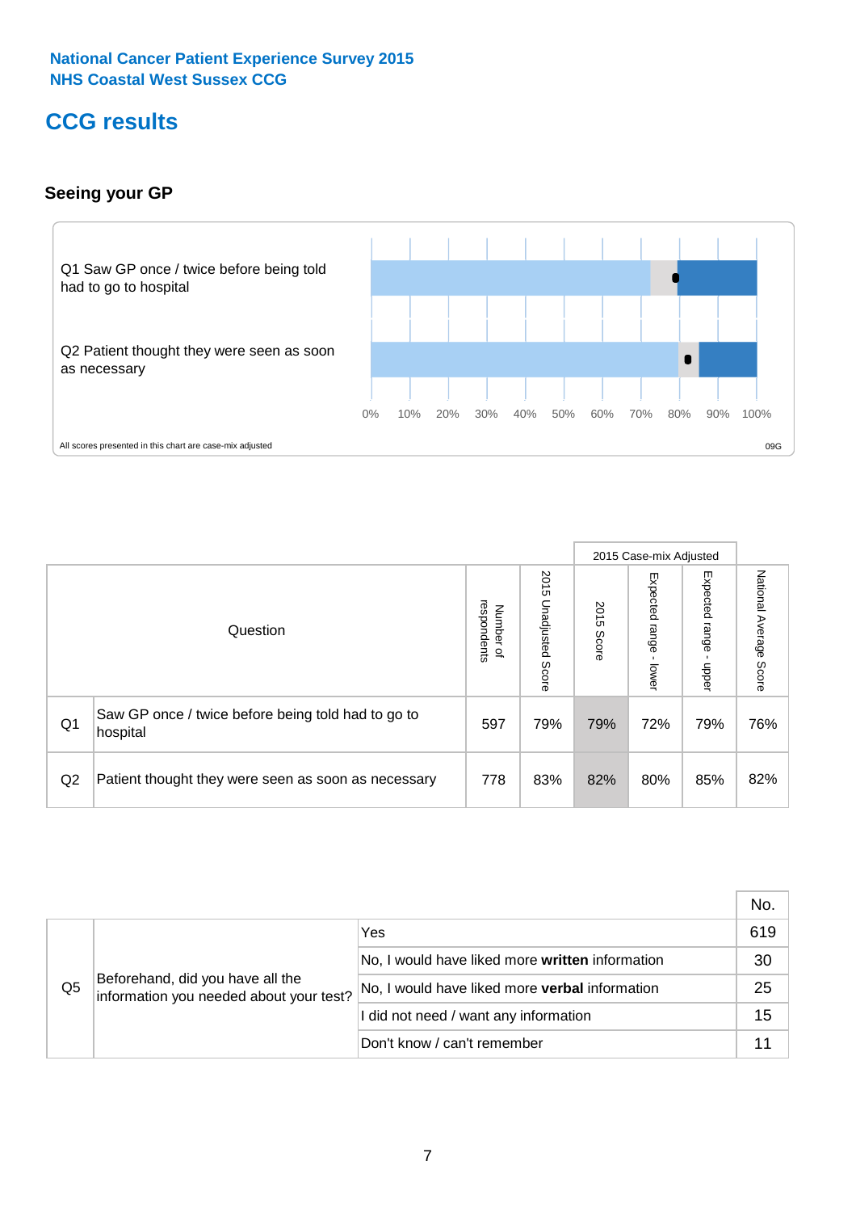National Cancer Patient Experience Survey 2015
NHS Coastal West Sussex CCG

# CCG results

### Seeing your GP

Q1 Saw GP once / twice before being told had to go to hospital

Q2 Patient thought they were seen as soon as necessary

0% 10% 20% 30% 40% 50% 60% 70% 80% 90% 100%

All scores presented in this chart are case-mix adjusted

09G

| | Question | Number of respondents | 2015 Unadjusted Score | 2015 Case-mix Adjusted: 2015 Score | 2015 Case-mix Adjusted: Expected range - lower | 2015 Case-mix Adjusted: Expected range - upper | National Average Score |
|---|---|---|---|---|---|---|---|
| Q1 | Saw GP once / twice before being told had to go to hospital | 597 | 79% | 79% | 72% | 79% | 76% |
| Q2 | Patient thought they were seen as soon as necessary | 778 | 83% | 82% | 80% | 85% | 82% |

| | | | No. |
|---|---|---|---|
| Q5 | Beforehand, did you have all the information you needed about your test? | Yes | 619 |
| | | No, I would have liked more **written** information | 30 |
| | | No, I would have liked more **verbal** information | 25 |
| | | I did not need / want any information | 15 |
| | | Don't know / can't remember | 11 |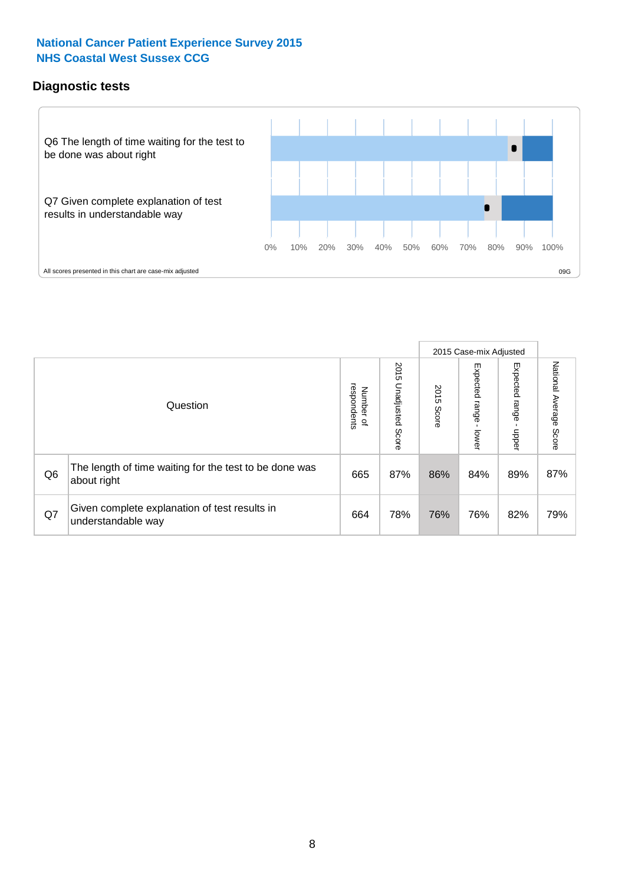**National Cancer Patient Experience Survey 2015**
**NHS Coastal West Sussex CCG**

## Diagnostic tests

Q6 The length of time waiting for the test to be done was about right

Q7 Given complete explanation of test results in understandable way

0% 10% 20% 30% 40% 50% 60% 70% 80% 90% 100%

All scores presented in this chart are case-mix adjusted

09G

| | Question | Number of respondents | 2015 Unadjusted Score | 2015 Case-mix Adjusted: 2015 Score | 2015 Case-mix Adjusted: Expected range - lower | 2015 Case-mix Adjusted: Expected range - upper | National Average Score |
|---|---|---|---|---|---|---|---|
| Q6 | The length of time waiting for the test to be done was about right | 665 | 87% | 86% | 84% | 89% | 87% |
| Q7 | Given complete explanation of test results in understandable way | 664 | 78% | 76% | 76% | 82% | 79% |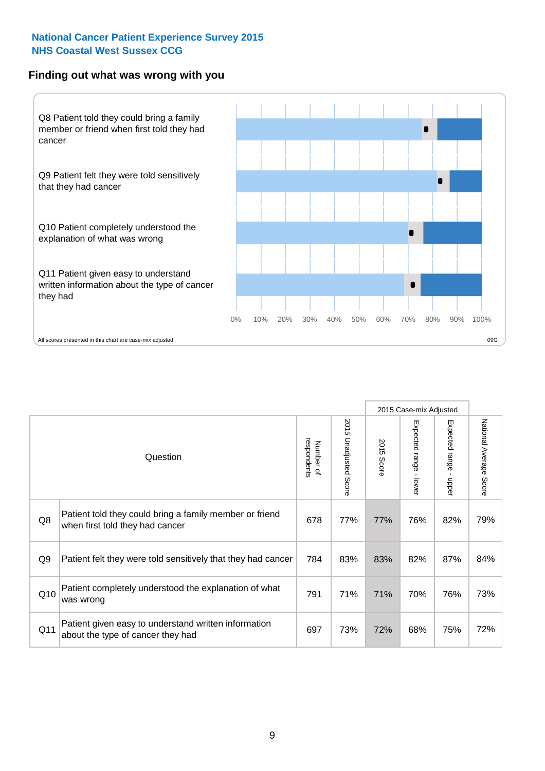National Cancer Patient Experience Survey 2015
NHS Coastal West Sussex CCG

## Finding out what was wrong with you

Q8 Patient told they could bring a family member or friend when first told they had cancer

Q9 Patient felt they were told sensitively that they had cancer

Q10 Patient completely understood the explanation of what was wrong

Q11 Patient given easy to understand written information about the type of cancer they had

0% 10% 20% 30% 40% 50% 60% 70% 80% 90% 100%

All scores presented in this chart are case-mix adjusted

09G

| | Question | Number of respondents | 2015 Unadjusted Score | 2015 Case-mix Adjusted: 2015 Score | 2015 Case-mix Adjusted: Expected range - lower | 2015 Case-mix Adjusted: Expected range - upper | National Average Score |
|---|---|---|---|---|---|---|---|
| Q8 | Patient told they could bring a family member or friend when first told they had cancer | 678 | 77% | 77% | 76% | 82% | 79% |
| Q9 | Patient felt they were told sensitively that they had cancer | 784 | 83% | 83% | 82% | 87% | 84% |
| Q10 | Patient completely understood the explanation of what was wrong | 791 | 71% | 71% | 70% | 76% | 73% |
| Q11 | Patient given easy to understand written information about the type of cancer they had | 697 | 73% | 72% | 68% | 75% | 72% |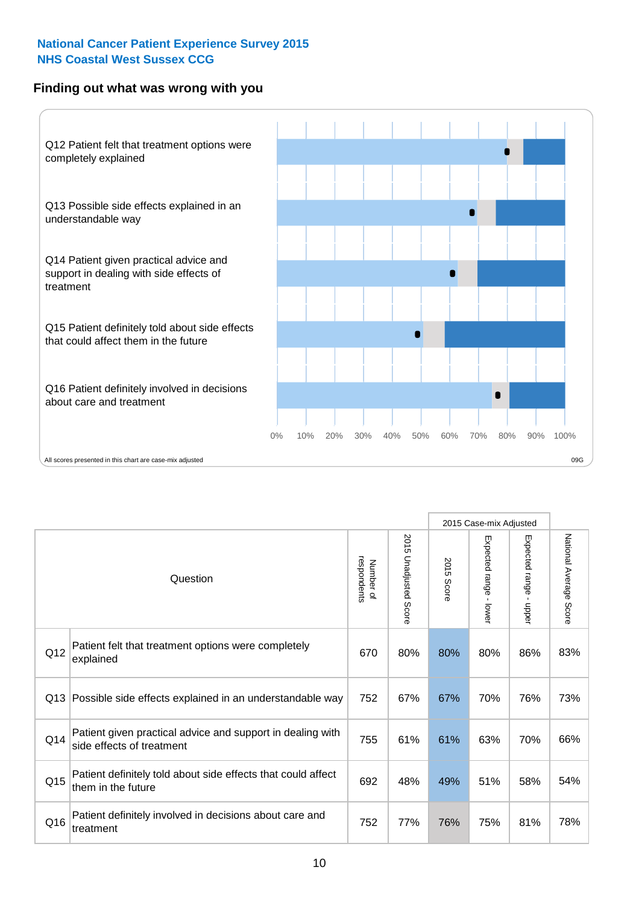National Cancer Patient Experience Survey 2015
NHS Coastal West Sussex CCG

## Finding out what was wrong with you

Q12 Patient felt that treatment options were completely explained

Q13 Possible side effects explained in an understandable way

Q14 Patient given practical advice and support in dealing with side effects of treatment

Q15 Patient definitely told about side effects that could affect them in the future

Q16 Patient definitely involved in decisions about care and treatment

0% 10% 20% 30% 40% 50% 60% 70% 80% 90% 100%

All scores presented in this chart are case-mix adjusted

09G

| | Question | Number of respondents | 2015 Unadjusted Score | 2015 Case-mix Adjusted: 2015 Score | 2015 Case-mix Adjusted: Expected range - lower | 2015 Case-mix Adjusted: Expected range - upper | National Average Score |
|---|---|---|---|---|---|---|---|
| Q12 | Patient felt that treatment options were completely explained | 670 | 80% | 80% | 80% | 86% | 83% |
| Q13 | Possible side effects explained in an understandable way | 752 | 67% | 67% | 70% | 76% | 73% |
| Q14 | Patient given practical advice and support in dealing with side effects of treatment | 755 | 61% | 61% | 63% | 70% | 66% |
| Q15 | Patient definitely told about side effects that could affect them in the future | 692 | 48% | 49% | 51% | 58% | 54% |
| Q16 | Patient definitely involved in decisions about care and treatment | 752 | 77% | 76% | 75% | 81% | 78% |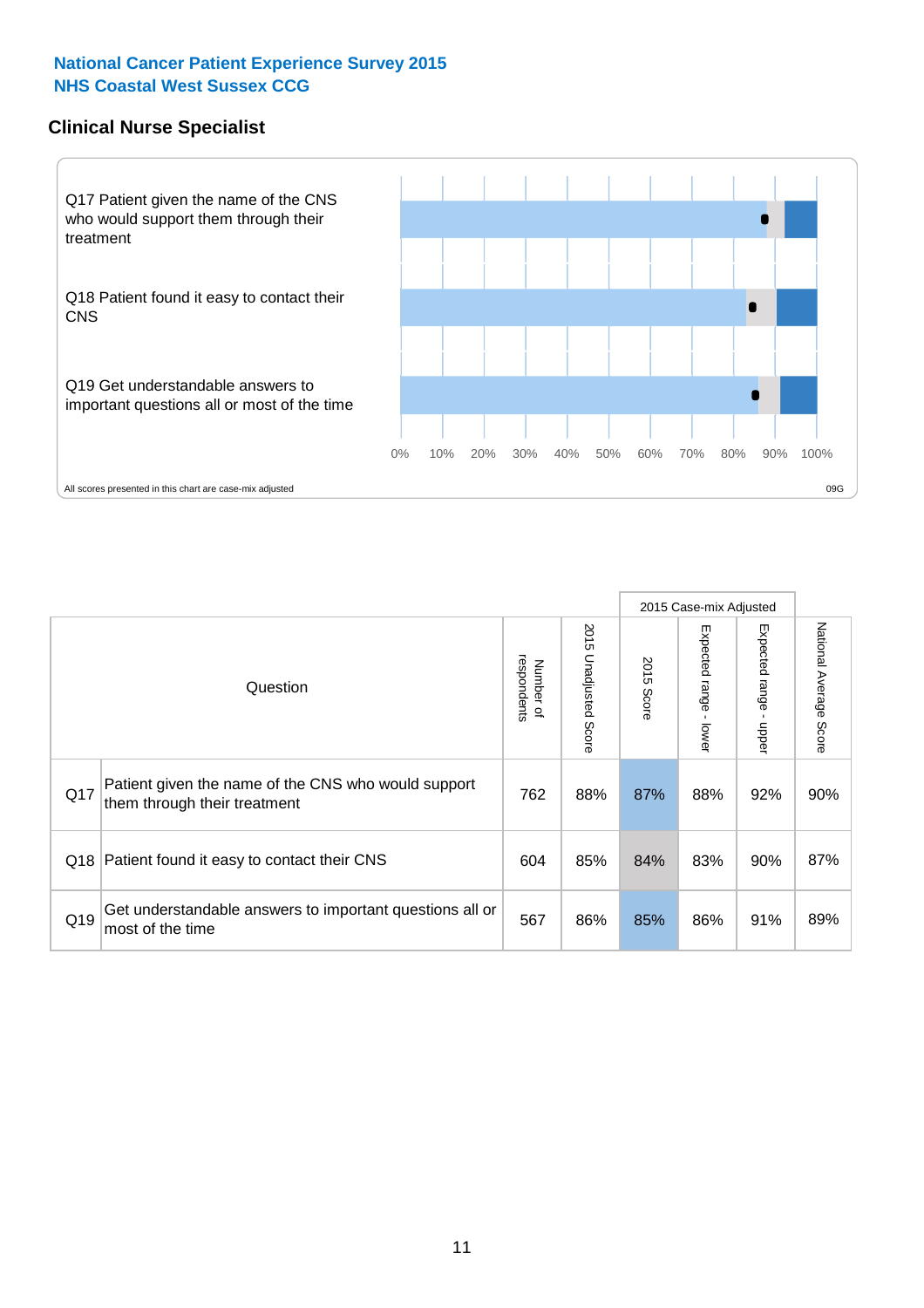**National Cancer Patient Experience Survey 2015**
**NHS Coastal West Sussex CCG**

## Clinical Nurse Specialist

Q17 Patient given the name of the CNS who would support them through their treatment

Q18 Patient found it easy to contact their CNS

Q19 Get understandable answers to important questions all or most of the time

0% 10% 20% 30% 40% 50% 60% 70% 80% 90% 100%

All scores presented in this chart are case-mix adjusted

09G

| | Question | Number of respondents | 2015 Unadjusted Score | 2015 Case-mix Adjusted | | | National Average Score |
|---|---|---|---|---|---|---|---|
| | | | | 2015 Score | Expected range - lower | Expected range - upper | |
| Q17 | Patient given the name of the CNS who would support them through their treatment | 762 | 88% | 87% | 88% | 92% | 90% |
| Q18 | Patient found it easy to contact their CNS | 604 | 85% | 84% | 83% | 90% | 87% |
| Q19 | Get understandable answers to important questions all or most of the time | 567 | 86% | 85% | 86% | 91% | 89% |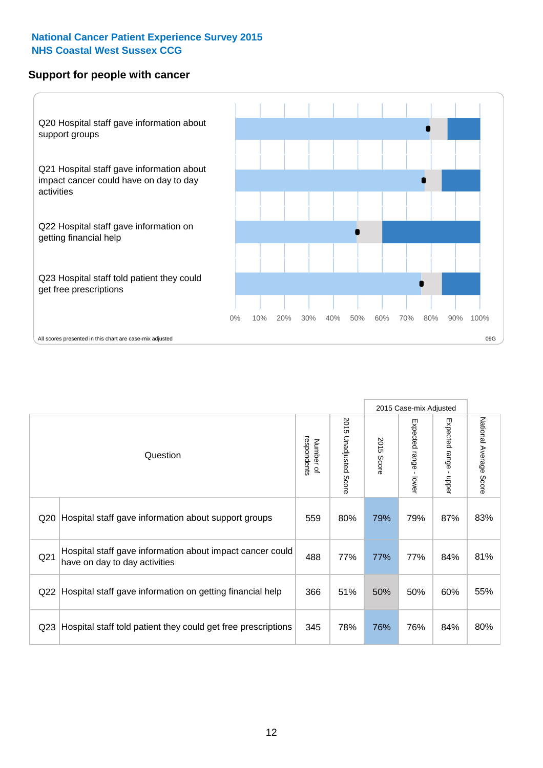National Cancer Patient Experience Survey 2015
NHS Coastal West Sussex CCG

## Support for people with cancer

Q20 Hospital staff gave information about support groups

Q21 Hospital staff gave information about impact cancer could have on day to day activities

Q22 Hospital staff gave information on getting financial help

Q23 Hospital staff told patient they could get free prescriptions

0% 10% 20% 30% 40% 50% 60% 70% 80% 90% 100%

All scores presented in this chart are case-mix adjusted

09G

| | Question | Number of respondents | 2015 Unadjusted Score | 2015 Case-mix Adjusted | | | National Average Score |
|---|---|---|---|---|---|---|---|
| | | | | 2015 Score | Expected range - lower | Expected range - upper | |
| Q20 | Hospital staff gave information about support groups | 559 | 80% | 79% | 79% | 87% | 83% |
| Q21 | Hospital staff gave information about impact cancer could have on day to day activities | 488 | 77% | 77% | 77% | 84% | 81% |
| Q22 | Hospital staff gave information on getting financial help | 366 | 51% | 50% | 50% | 60% | 55% |
| Q23 | Hospital staff told patient they could get free prescriptions | 345 | 78% | 76% | 76% | 84% | 80% |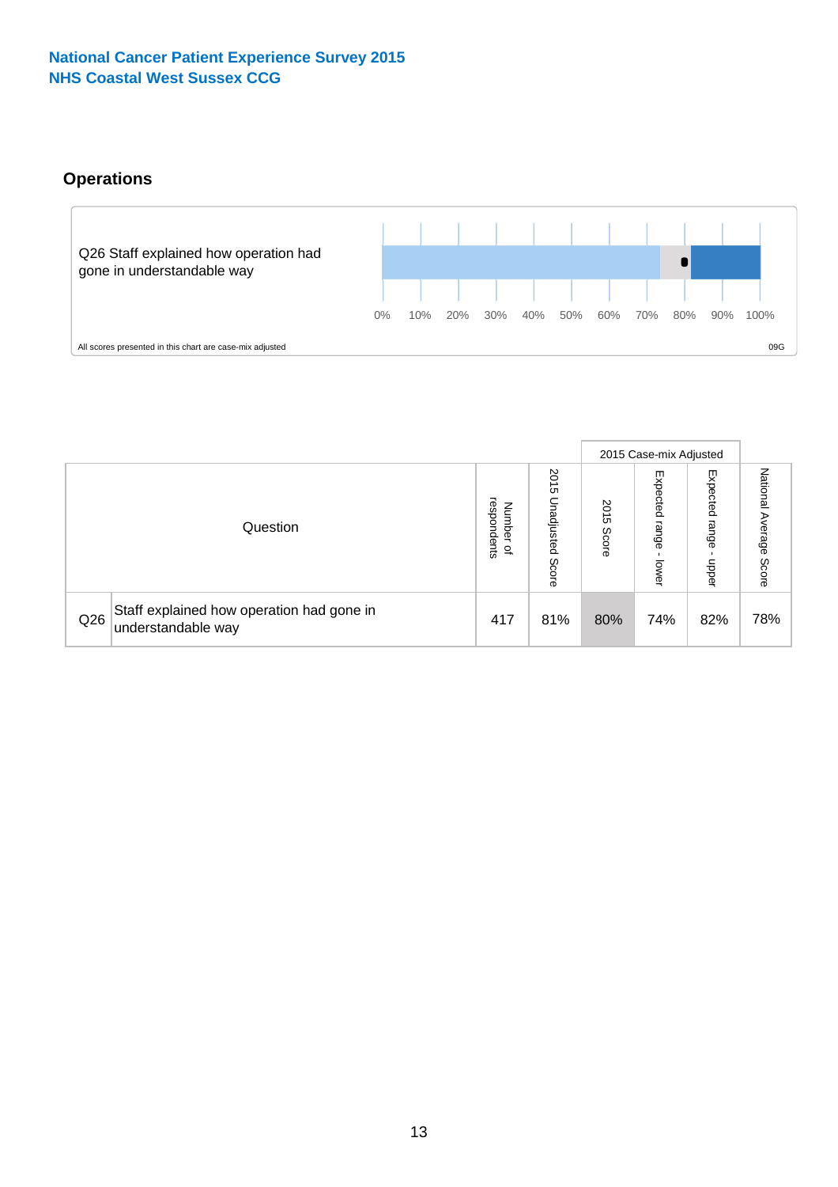**National Cancer Patient Experience Survey 2015**
**NHS Coastal West Sussex CCG**

## Operations

Q26 Staff explained how operation had gone in understandable way

0% 10% 20% 30% 40% 50% 60% 70% 80% 90% 100%

All scores presented in this chart are case-mix adjusted

09G

| Question | | Number of respondents | 2015 Unadjusted Score | 2015 Case-mix Adjusted | | | National Average Score |
|---|---|---|---|---|---|---|---|
| | | | | 2015 Score | Expected range - lower | Expected range - upper | |
| Q26 | Staff explained how operation had gone in understandable way | 417 | 81% | 80% | 74% | 82% | 78% |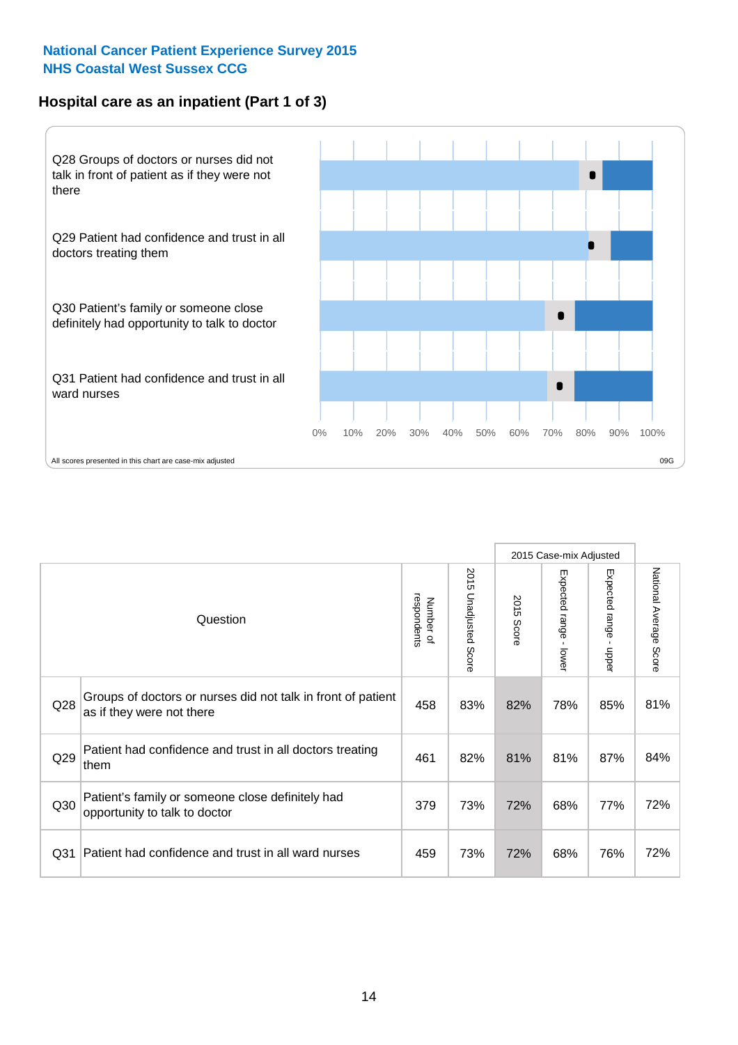**National Cancer Patient Experience Survey 2015**
**NHS Coastal West Sussex CCG**

## Hospital care as an inpatient (Part 1 of 3)

Q28 Groups of doctors or nurses did not talk in front of patient as if they were not there

Q29 Patient had confidence and trust in all doctors treating them

Q30 Patient's family or someone close definitely had opportunity to talk to doctor

Q31 Patient had confidence and trust in all ward nurses

0% 10% 20% 30% 40% 50% 60% 70% 80% 90% 100%

All scores presented in this chart are case-mix adjusted

09G

| | Question | Number of respondents | 2015 Unadjusted Score | 2015 Case-mix Adjusted: 2015 Score | 2015 Case-mix Adjusted: Expected range - lower | 2015 Case-mix Adjusted: Expected range - upper | National Average Score |
|---|---|---|---|---|---|---|---|
| Q28 | Groups of doctors or nurses did not talk in front of patient as if they were not there | 458 | 83% | 82% | 78% | 85% | 81% |
| Q29 | Patient had confidence and trust in all doctors treating them | 461 | 82% | 81% | 81% | 87% | 84% |
| Q30 | Patient's family or someone close definitely had opportunity to talk to doctor | 379 | 73% | 72% | 68% | 77% | 72% |
| Q31 | Patient had confidence and trust in all ward nurses | 459 | 73% | 72% | 68% | 76% | 72% |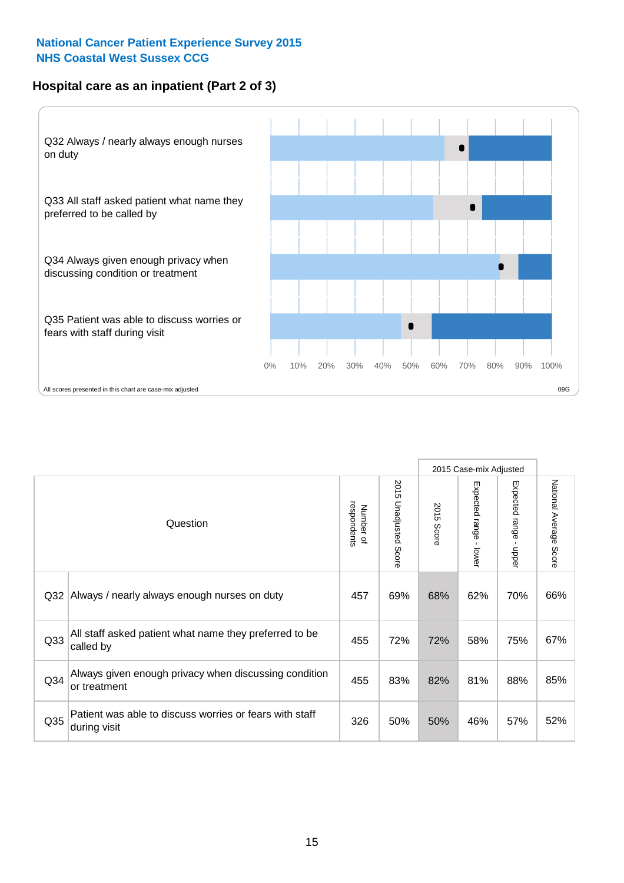**National Cancer Patient Experience Survey 2015**
**NHS Coastal West Sussex CCG**

## Hospital care as an inpatient (Part 2 of 3)

Q32 Always / nearly always enough nurses on duty

Q33 All staff asked patient what name they preferred to be called by

Q34 Always given enough privacy when discussing condition or treatment

Q35 Patient was able to discuss worries or fears with staff during visit

0% 10% 20% 30% 40% 50% 60% 70% 80% 90% 100%

All scores presented in this chart are case-mix adjusted

09G

| Question | | Number of respondents | 2015 Unadjusted Score | 2015 Case-mix Adjusted | | | National Average Score |
|---|---|---|---|---|---|---|---|
| | | | | 2015 Score | Expected range - lower | Expected range - upper | |
| Q32 | Always / nearly always enough nurses on duty | 457 | 69% | 68% | 62% | 70% | 66% |
| Q33 | All staff asked patient what name they preferred to be called by | 455 | 72% | 72% | 58% | 75% | 67% |
| Q34 | Always given enough privacy when discussing condition or treatment | 455 | 83% | 82% | 81% | 88% | 85% |
| Q35 | Patient was able to discuss worries or fears with staff during visit | 326 | 50% | 50% | 46% | 57% | 52% |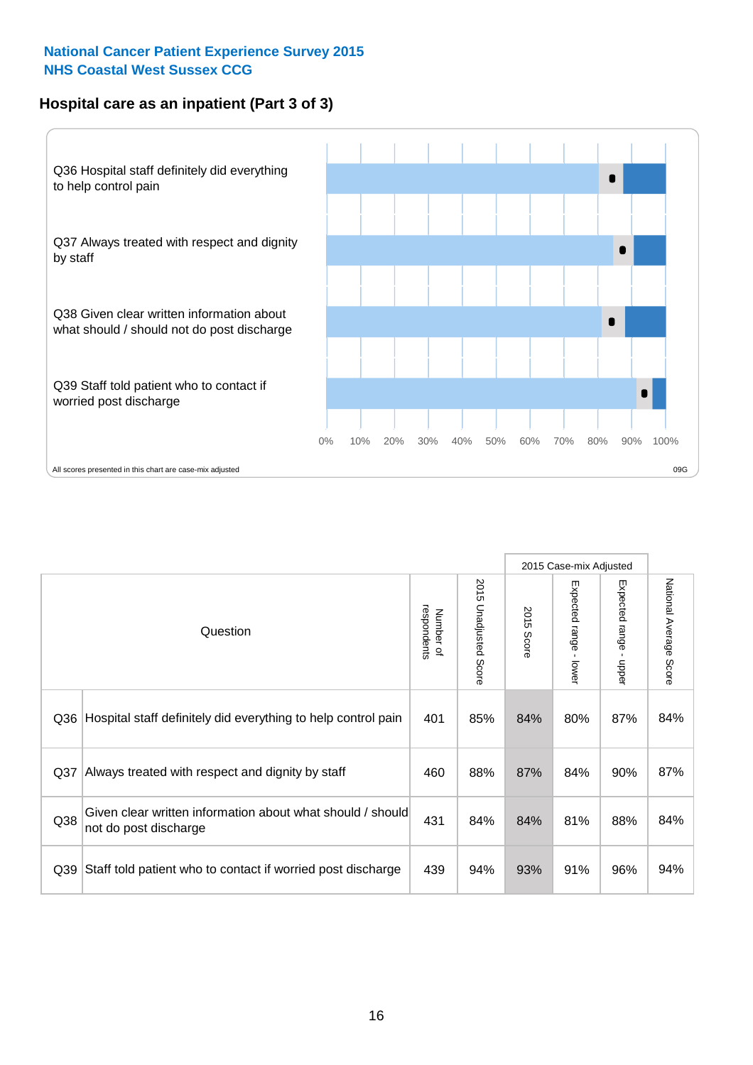**National Cancer Patient Experience Survey 2015**
**NHS Coastal West Sussex CCG**

## Hospital care as an inpatient (Part 3 of 3)

Q36 Hospital staff definitely did everything to help control pain

Q37 Always treated with respect and dignity by staff

Q38 Given clear written information about what should / should not do post discharge

Q39 Staff told patient who to contact if worried post discharge

0% 10% 20% 30% 40% 50% 60% 70% 80% 90% 100%

All scores presented in this chart are case-mix adjusted

09G

| | Question | Number of respondents | 2015 Unadjusted Score | 2015 Case-mix Adjusted | | | National Average Score |
|---|---|---|---|---|---|---|---|
| | | | | 2015 Score | Expected range - lower | Expected range - upper | |
| Q36 | Hospital staff definitely did everything to help control pain | 401 | 85% | 84% | 80% | 87% | 84% |
| Q37 | Always treated with respect and dignity by staff | 460 | 88% | 87% | 84% | 90% | 87% |
| Q38 | Given clear written information about what should / should not do post discharge | 431 | 84% | 84% | 81% | 88% | 84% |
| Q39 | Staff told patient who to contact if worried post discharge | 439 | 94% | 93% | 91% | 96% | 94% |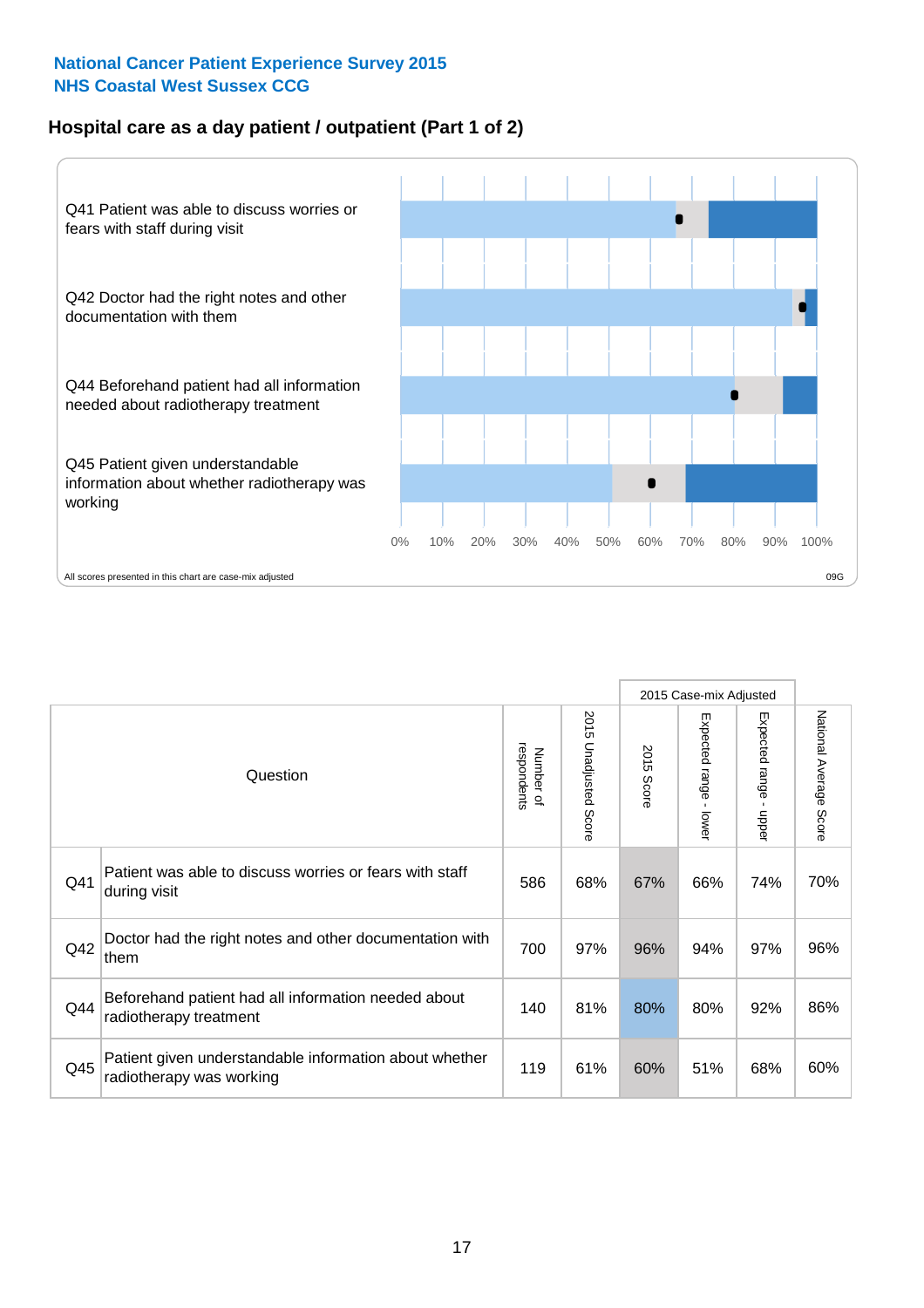National Cancer Patient Experience Survey 2015
NHS Coastal West Sussex CCG

## Hospital care as a day patient / outpatient (Part 1 of 2)

Q41 Patient was able to discuss worries or fears with staff during visit

Q42 Doctor had the right notes and other documentation with them

Q44 Beforehand patient had all information needed about radiotherapy treatment

Q45 Patient given understandable information about whether radiotherapy was working

0% 10% 20% 30% 40% 50% 60% 70% 80% 90% 100%

All scores presented in this chart are case-mix adjusted

09G

| Question | | Number of respondents | 2015 Unadjusted Score | 2015 Case-mix Adjusted: 2015 Score | 2015 Case-mix Adjusted: Expected range - lower | 2015 Case-mix Adjusted: Expected range - upper | National Average Score |
|---|---|---|---|---|---|---|---|
| Q41 | Patient was able to discuss worries or fears with staff during visit | 586 | 68% | 67% | 66% | 74% | 70% |
| Q42 | Doctor had the right notes and other documentation with them | 700 | 97% | 96% | 94% | 97% | 96% |
| Q44 | Beforehand patient had all information needed about radiotherapy treatment | 140 | 81% | 80% | 80% | 92% | 86% |
| Q45 | Patient given understandable information about whether radiotherapy was working | 119 | 61% | 60% | 51% | 68% | 60% |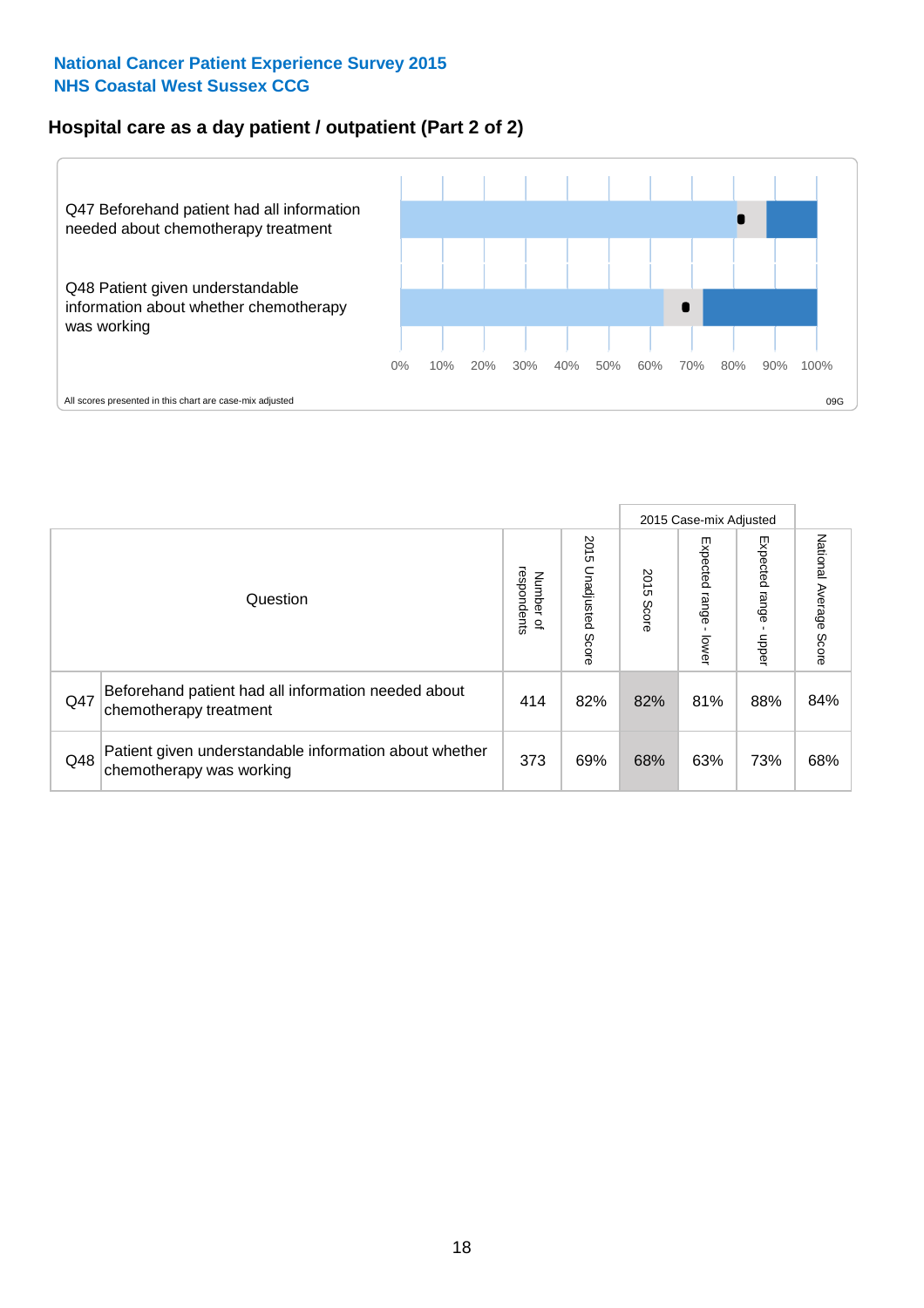National Cancer Patient Experience Survey 2015
NHS Coastal West Sussex CCG

## Hospital care as a day patient / outpatient (Part 2 of 2)

Q47 Beforehand patient had all information needed about chemotherapy treatment

Q48 Patient given understandable information about whether chemotherapy was working

0% 10% 20% 30% 40% 50% 60% 70% 80% 90% 100%

All scores presented in this chart are case-mix adjusted

09G

| | Question | Number of respondents | 2015 Unadjusted Score | 2015 Case-mix Adjusted: 2015 Score | 2015 Case-mix Adjusted: Expected range - lower | 2015 Case-mix Adjusted: Expected range - upper | National Average Score |
|---|---|---|---|---|---|---|---|
| Q47 | Beforehand patient had all information needed about chemotherapy treatment | 414 | 82% | 82% | 81% | 88% | 84% |
| Q48 | Patient given understandable information about whether chemotherapy was working | 373 | 69% | 68% | 63% | 73% | 68% |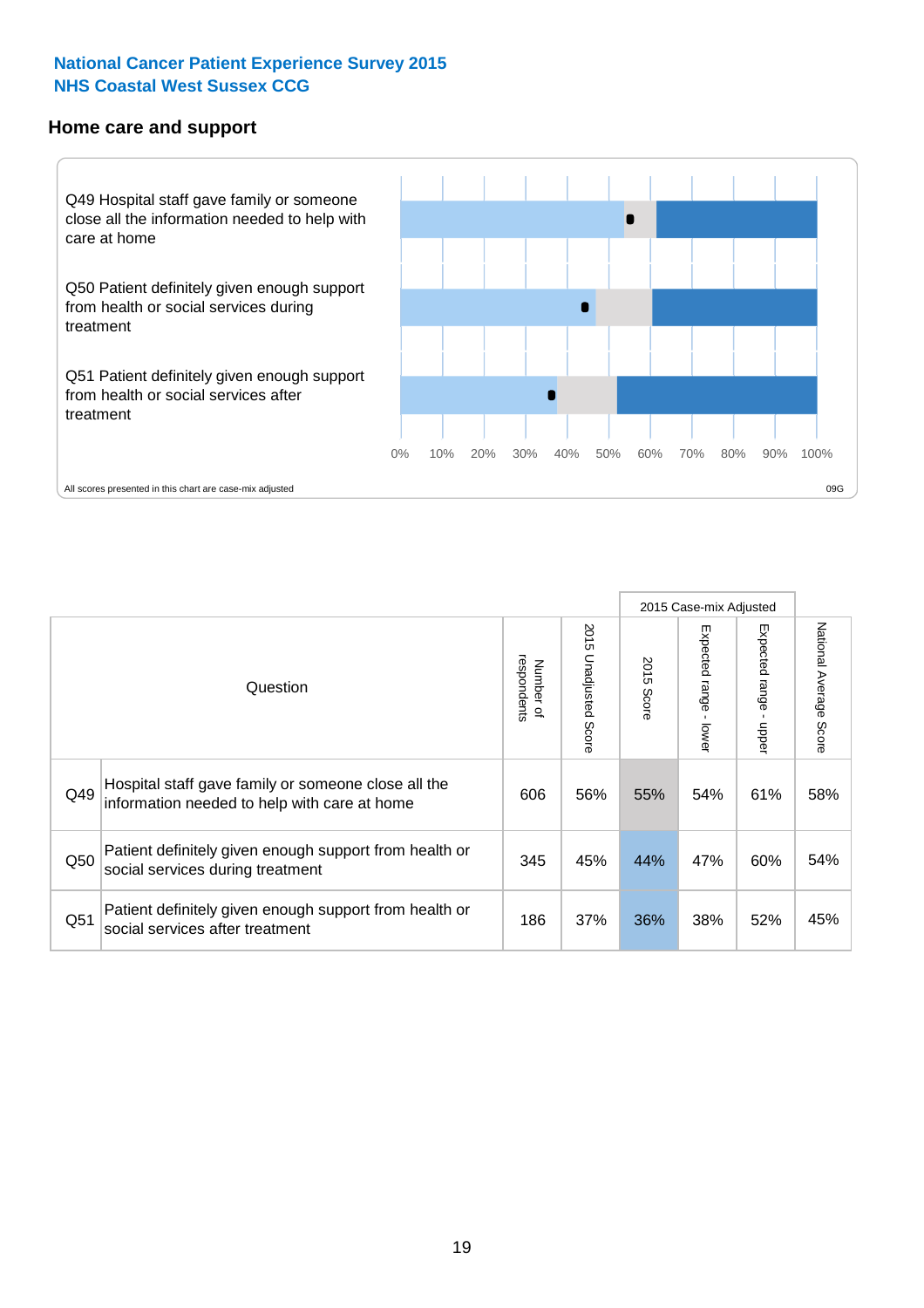National Cancer Patient Experience Survey 2015
NHS Coastal West Sussex CCG

## Home care and support

Q49 Hospital staff gave family or someone close all the information needed to help with care at home

Q50 Patient definitely given enough support from health or social services during treatment

Q51 Patient definitely given enough support from health or social services after treatment

0% 10% 20% 30% 40% 50% 60% 70% 80% 90% 100%

All scores presented in this chart are case-mix adjusted

09G

| | Question | Number of respondents | 2015 Unadjusted Score | 2015 Case-mix Adjusted | | | National Average Score |
|---|---|---|---|---|---|---|---|
| | | | | 2015 Score | Expected range - lower | Expected range - upper | |
| Q49 | Hospital staff gave family or someone close all the information needed to help with care at home | 606 | 56% | 55% | 54% | 61% | 58% |
| Q50 | Patient definitely given enough support from health or social services during treatment | 345 | 45% | 44% | 47% | 60% | 54% |
| Q51 | Patient definitely given enough support from health or social services after treatment | 186 | 37% | 36% | 38% | 52% | 45% |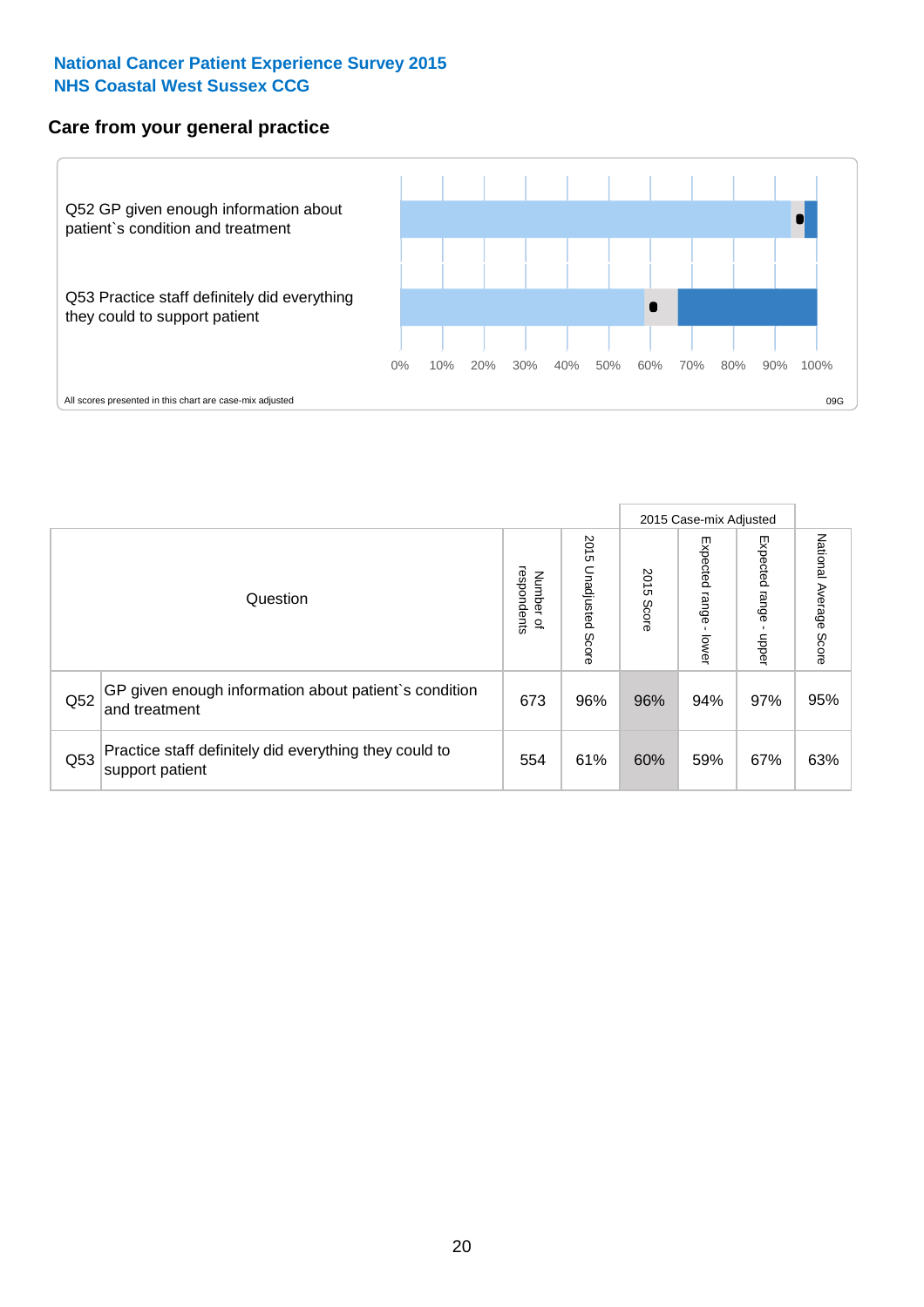**National Cancer Patient Experience Survey 2015**
**NHS Coastal West Sussex CCG**

## Care from your general practice

Q52 GP given enough information about patient`s condition and treatment

Q53 Practice staff definitely did everything they could to support patient

0% 10% 20% 30% 40% 50% 60% 70% 80% 90% 100%

All scores presented in this chart are case-mix adjusted

09G

| Question | | Number of respondents | 2015 Unadjusted Score | 2015 Case-mix Adjusted: 2015 Score | 2015 Case-mix Adjusted: Expected range - lower | 2015 Case-mix Adjusted: Expected range - upper | National Average Score |
|---|---|---|---|---|---|---|---|
| Q52 | GP given enough information about patient`s condition and treatment | 673 | 96% | 96% | 94% | 97% | 95% |
| Q53 | Practice staff definitely did everything they could to support patient | 554 | 61% | 60% | 59% | 67% | 63% |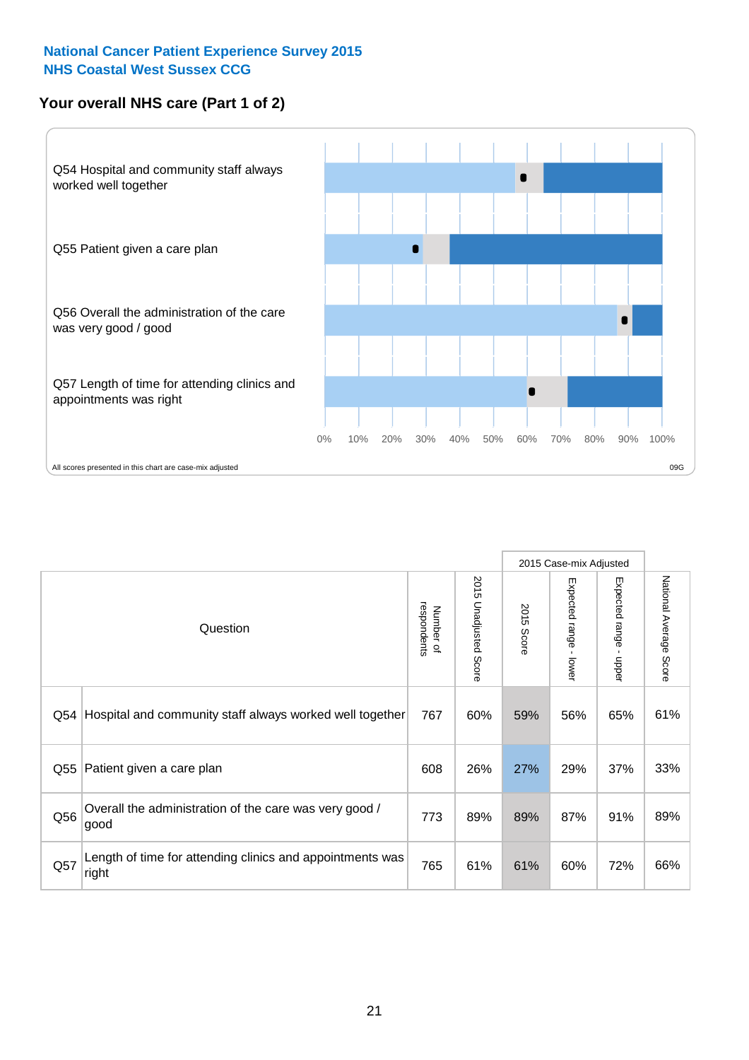**National Cancer Patient Experience Survey 2015**
**NHS Coastal West Sussex CCG**

## Your overall NHS care (Part 1 of 2)

Q54 Hospital and community staff always worked well together

Q55 Patient given a care plan

Q56 Overall the administration of the care was very good / good

Q57 Length of time for attending clinics and appointments was right

0% 10% 20% 30% 40% 50% 60% 70% 80% 90% 100%

All scores presented in this chart are case-mix adjusted

09G

| Question | | Number of respondents | 2015 Unadjusted Score | 2015 Case-mix Adjusted | | | National Average Score |
|---|---|---|---|---|---|---|---|
| | | | | 2015 Score | Expected range - lower | Expected range - upper | |
| Q54 | Hospital and community staff always worked well together | 767 | 60% | 59% | 56% | 65% | 61% |
| Q55 | Patient given a care plan | 608 | 26% | 27% | 29% | 37% | 33% |
| Q56 | Overall the administration of the care was very good / good | 773 | 89% | 89% | 87% | 91% | 89% |
| Q57 | Length of time for attending clinics and appointments was right | 765 | 61% | 61% | 60% | 72% | 66% |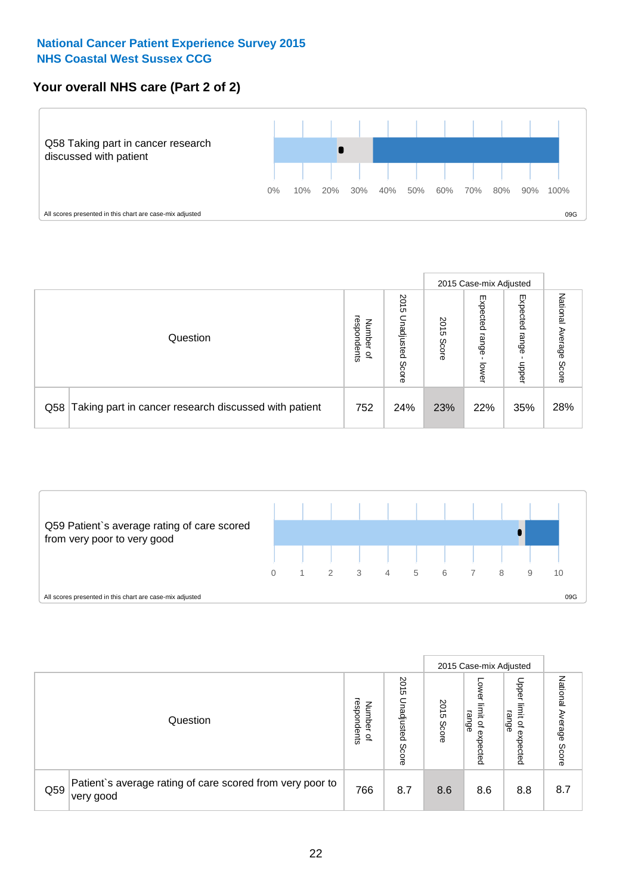**National Cancer Patient Experience Survey 2015**
**NHS Coastal West Sussex CCG**

## Your overall NHS care (Part 2 of 2)

Q58 Taking part in cancer research discussed with patient

0% 10% 20% 30% 40% 50% 60% 70% 80% 90% 100%

All scores presented in this chart are case-mix adjusted

09G

| Question | | Number of respondents | 2015 Unadjusted Score | 2015 Case-mix Adjusted 2015 Score | 2015 Case-mix Adjusted Expected range - lower | 2015 Case-mix Adjusted Expected range - upper | National Average Score |
|---|---|---|---|---|---|---|---|
| Q58 | Taking part in cancer research discussed with patient | 752 | 24% | 23% | 22% | 35% | 28% |

Q59 Patient`s average rating of care scored from very poor to very good

0 1 2 3 4 5 6 7 8 9 10

All scores presented in this chart are case-mix adjusted

09G

| Question | | Number of respondents | 2015 Unadjusted Score | 2015 Case-mix Adjusted 2015 Score | 2015 Case-mix Adjusted Lower limit of expected range | 2015 Case-mix Adjusted Upper limit of expected range | National Average Score |
|---|---|---|---|---|---|---|---|
| Q59 | Patient`s average rating of care scored from very poor to very good | 766 | 8.7 | 8.6 | 8.6 | 8.8 | 8.7 |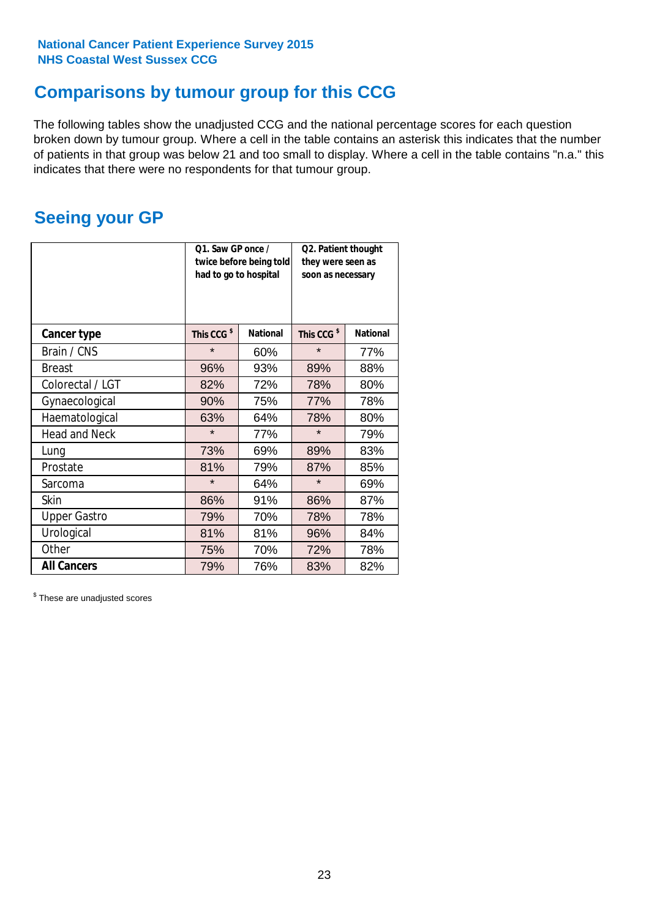National Cancer Patient Experience Survey 2015
NHS Coastal West Sussex CCG

## Comparisons by tumour group for this CCG

The following tables show the unadjusted CCG and the national percentage scores for each question broken down by tumour group. Where a cell in the table contains an asterisk this indicates that the number of patients in that group was below 21 and too small to display. Where a cell in the table contains "n.a." this indicates that there were no respondents for that tumour group.

## Seeing your GP

| | Q1. Saw GP once / twice before being told had to go to hospital | | Q2. Patient thought they were seen as soon as necessary | |
|---|---|---|---|---|
| **Cancer type** | **This CCG $** | **National** | **This CCG $** | **National** |
| Brain / CNS | * | 60% | * | 77% |
| Breast | 96% | 93% | 89% | 88% |
| Colorectal / LGT | 82% | 72% | 78% | 80% |
| Gynaecological | 90% | 75% | 77% | 78% |
| Haematological | 63% | 64% | 78% | 80% |
| Head and Neck | * | 77% | * | 79% |
| Lung | 73% | 69% | 89% | 83% |
| Prostate | 81% | 79% | 87% | 85% |
| Sarcoma | * | 64% | * | 69% |
| Skin | 86% | 91% | 86% | 87% |
| Upper Gastro | 79% | 70% | 78% | 78% |
| Urological | 81% | 81% | 96% | 84% |
| Other | 75% | 70% | 72% | 78% |
| **All Cancers** | 79% | 76% | 83% | 82% |

$ These are unadjusted scores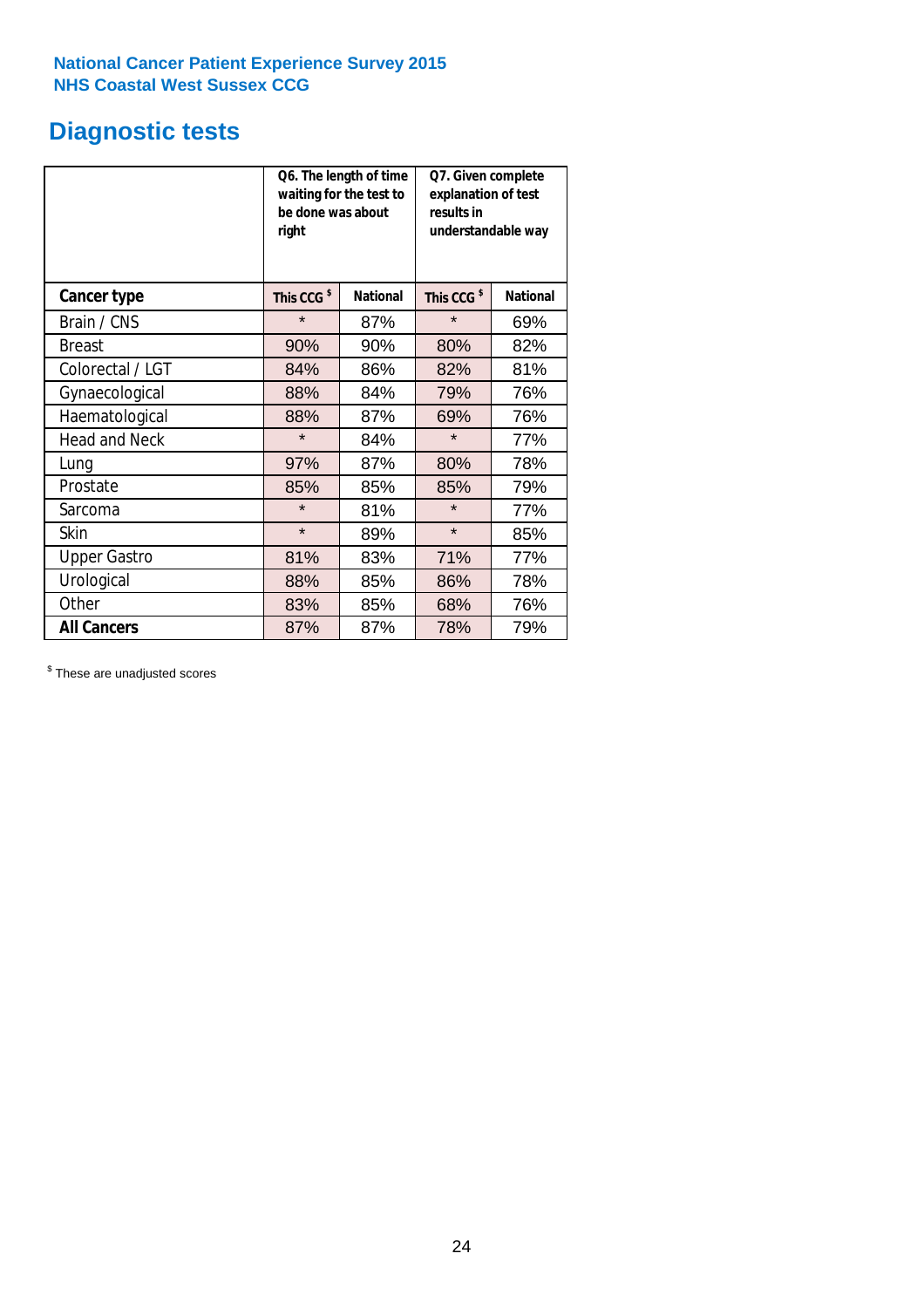**National Cancer Patient Experience Survey 2015**
**NHS Coastal West Sussex CCG**

# Diagnostic tests

| | Q6. The length of time waiting for the test to be done was about right | | Q7. Given complete explanation of test results in understandable way | |
|---|---|---|---|---|
| **Cancer type** | **This CCG $** | **National** | **This CCG $** | **National** |
| Brain / CNS | * | 87% | * | 69% |
| Breast | 90% | 90% | 80% | 82% |
| Colorectal / LGT | 84% | 86% | 82% | 81% |
| Gynaecological | 88% | 84% | 79% | 76% |
| Haematological | 88% | 87% | 69% | 76% |
| Head and Neck | * | 84% | * | 77% |
| Lung | 97% | 87% | 80% | 78% |
| Prostate | 85% | 85% | 85% | 79% |
| Sarcoma | * | 81% | * | 77% |
| Skin | * | 89% | * | 85% |
| Upper Gastro | 81% | 83% | 71% | 77% |
| Urological | 88% | 85% | 86% | 78% |
| Other | 83% | 85% | 68% | 76% |
| **All Cancers** | 87% | 87% | 78% | 79% |

$ These are unadjusted scores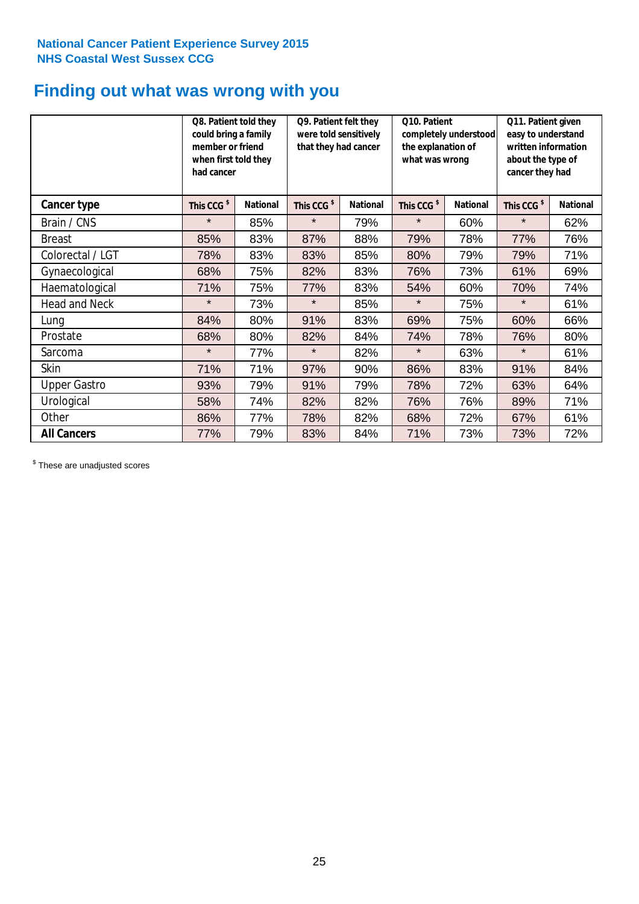National Cancer Patient Experience Survey 2015
NHS Coastal West Sussex CCG

# Finding out what was wrong with you

| | Q8. Patient told they could bring a family member or friend when first told they had cancer | | Q9. Patient felt they were told sensitively that they had cancer | | Q10. Patient completely understood the explanation of what was wrong | | Q11. Patient given easy to understand written information about the type of cancer they had | |
|---|---|---|---|---|---|---|---|---|
| **Cancer type** | This CCG $ | National | This CCG $ | National | This CCG $ | National | This CCG $ | National |
| Brain / CNS | * | 85% | * | 79% | * | 60% | * | 62% |
| Breast | 85% | 83% | 87% | 88% | 79% | 78% | 77% | 76% |
| Colorectal / LGT | 78% | 83% | 83% | 85% | 80% | 79% | 79% | 71% |
| Gynaecological | 68% | 75% | 82% | 83% | 76% | 73% | 61% | 69% |
| Haematological | 71% | 75% | 77% | 83% | 54% | 60% | 70% | 74% |
| Head and Neck | * | 73% | * | 85% | * | 75% | * | 61% |
| Lung | 84% | 80% | 91% | 83% | 69% | 75% | 60% | 66% |
| Prostate | 68% | 80% | 82% | 84% | 74% | 78% | 76% | 80% |
| Sarcoma | * | 77% | * | 82% | * | 63% | * | 61% |
| Skin | 71% | 71% | 97% | 90% | 86% | 83% | 91% | 84% |
| Upper Gastro | 93% | 79% | 91% | 79% | 78% | 72% | 63% | 64% |
| Urological | 58% | 74% | 82% | 82% | 76% | 76% | 89% | 71% |
| Other | 86% | 77% | 78% | 82% | 68% | 72% | 67% | 61% |
| **All Cancers** | 77% | 79% | 83% | 84% | 71% | 73% | 73% | 72% |

$ These are unadjusted scores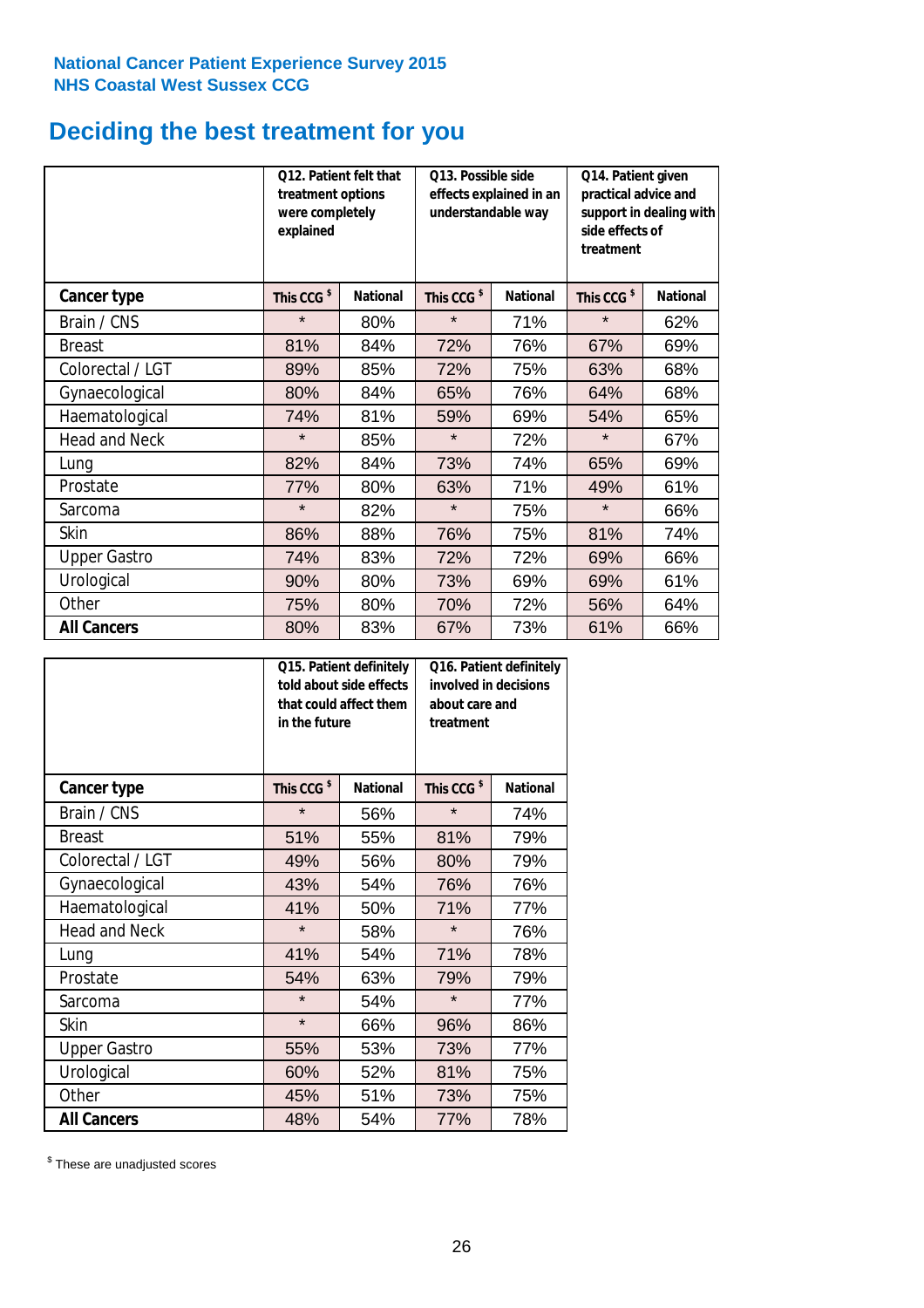National Cancer Patient Experience Survey 2015
NHS Coastal West Sussex CCG

# Deciding the best treatment for you

| | Q12. Patient felt that treatment options were completely explained | | Q13. Possible side effects explained in an understandable way | | Q14. Patient given practical advice and support in dealing with side effects of treatment | |
|---|---|---|---|---|---|---|
| **Cancer type** | **This CCG $** | **National** | **This CCG $** | **National** | **This CCG $** | **National** |
| Brain / CNS | * | 80% | * | 71% | * | 62% |
| Breast | 81% | 84% | 72% | 76% | 67% | 69% |
| Colorectal / LGT | 89% | 85% | 72% | 75% | 63% | 68% |
| Gynaecological | 80% | 84% | 65% | 76% | 64% | 68% |
| Haematological | 74% | 81% | 59% | 69% | 54% | 65% |
| Head and Neck | * | 85% | * | 72% | * | 67% |
| Lung | 82% | 84% | 73% | 74% | 65% | 69% |
| Prostate | 77% | 80% | 63% | 71% | 49% | 61% |
| Sarcoma | * | 82% | * | 75% | * | 66% |
| Skin | 86% | 88% | 76% | 75% | 81% | 74% |
| Upper Gastro | 74% | 83% | 72% | 72% | 69% | 66% |
| Urological | 90% | 80% | 73% | 69% | 69% | 61% |
| Other | 75% | 80% | 70% | 72% | 56% | 64% |
| **All Cancers** | 80% | 83% | 67% | 73% | 61% | 66% |

| | Q15. Patient definitely told about side effects that could affect them in the future | | Q16. Patient definitely involved in decisions about care and treatment | |
|---|---|---|---|---|
| **Cancer type** | **This CCG $** | **National** | **This CCG $** | **National** |
| Brain / CNS | * | 56% | * | 74% |
| Breast | 51% | 55% | 81% | 79% |
| Colorectal / LGT | 49% | 56% | 80% | 79% |
| Gynaecological | 43% | 54% | 76% | 76% |
| Haematological | 41% | 50% | 71% | 77% |
| Head and Neck | * | 58% | * | 76% |
| Lung | 41% | 54% | 71% | 78% |
| Prostate | 54% | 63% | 79% | 79% |
| Sarcoma | * | 54% | * | 77% |
| Skin | * | 66% | 96% | 86% |
| Upper Gastro | 55% | 53% | 73% | 77% |
| Urological | 60% | 52% | 81% | 75% |
| Other | 45% | 51% | 73% | 75% |
| **All Cancers** | 48% | 54% | 77% | 78% |

$ These are unadjusted scores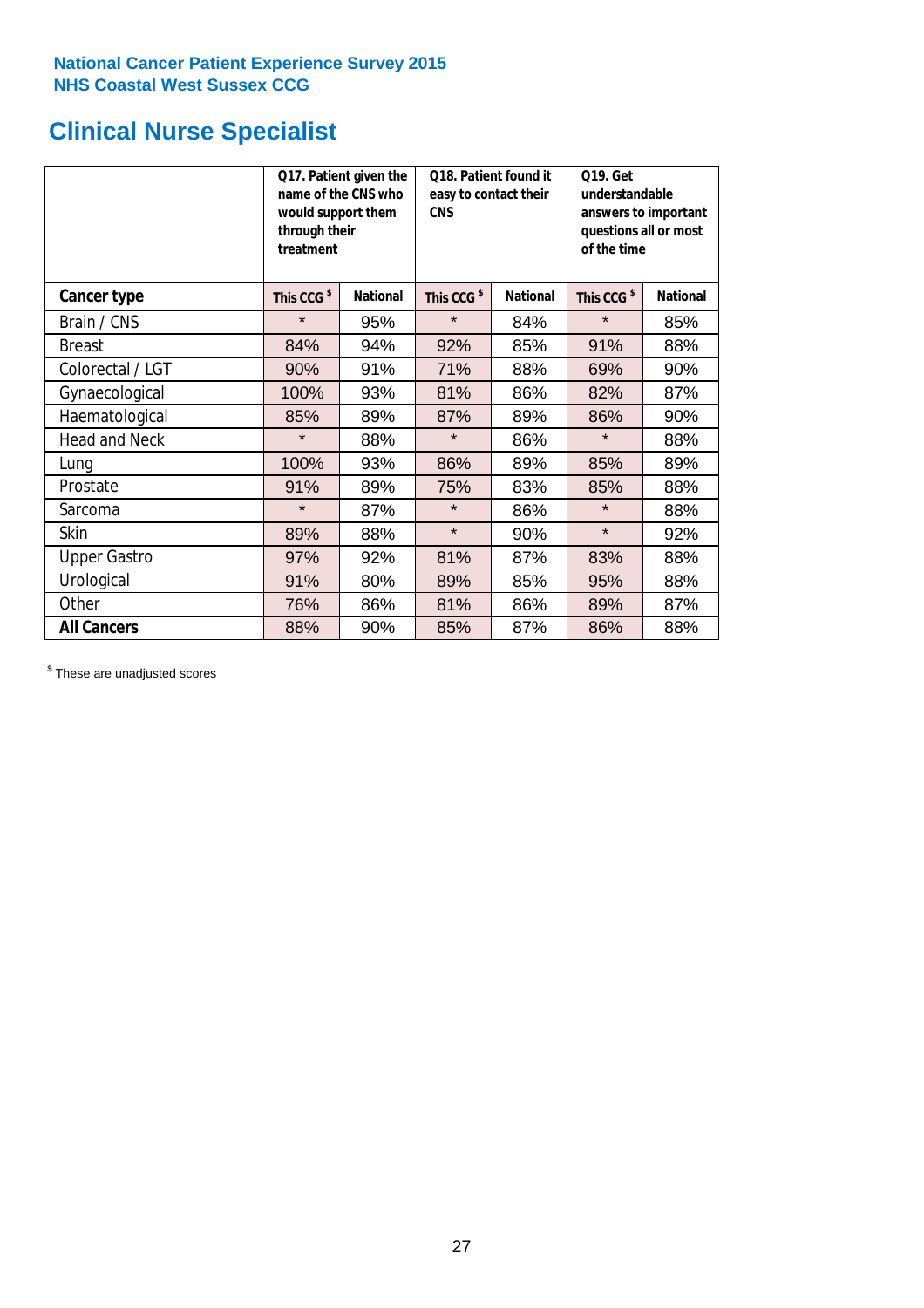National Cancer Patient Experience Survey 2015
NHS Coastal West Sussex CCG

# Clinical Nurse Specialist

| | Q17. Patient given the name of the CNS who would support them through their treatment | | Q18. Patient found it easy to contact their CNS | | Q19. Get understandable answers to important questions all or most of the time | |
|---|---|---|---|---|---|---|
| **Cancer type** | **This CCG $** | **National** | **This CCG $** | **National** | **This CCG $** | **National** |
| Brain / CNS | * | 95% | * | 84% | * | 85% |
| Breast | 84% | 94% | 92% | 85% | 91% | 88% |
| Colorectal / LGT | 90% | 91% | 71% | 88% | 69% | 90% |
| Gynaecological | 100% | 93% | 81% | 86% | 82% | 87% |
| Haematological | 85% | 89% | 87% | 89% | 86% | 90% |
| Head and Neck | * | 88% | * | 86% | * | 88% |
| Lung | 100% | 93% | 86% | 89% | 85% | 89% |
| Prostate | 91% | 89% | 75% | 83% | 85% | 88% |
| Sarcoma | * | 87% | * | 86% | * | 88% |
| Skin | 89% | 88% | * | 90% | * | 92% |
| Upper Gastro | 97% | 92% | 81% | 87% | 83% | 88% |
| Urological | 91% | 80% | 89% | 85% | 95% | 88% |
| Other | 76% | 86% | 81% | 86% | 89% | 87% |
| **All Cancers** | 88% | 90% | 85% | 87% | 86% | 88% |

$ These are unadjusted scores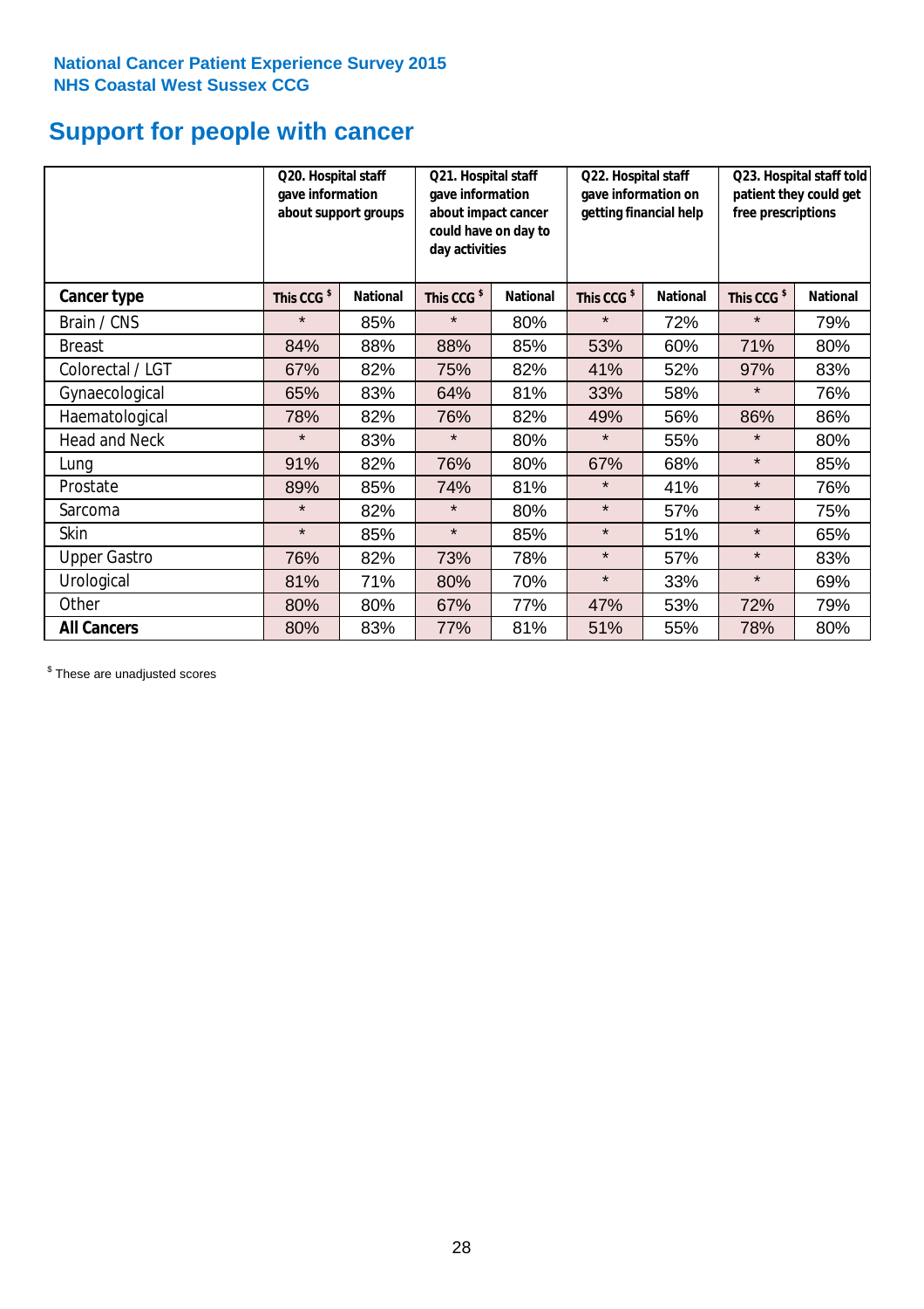**National Cancer Patient Experience Survey 2015**
**NHS Coastal West Sussex CCG**

# Support for people with cancer

| | Q20. Hospital staff gave information about support groups | | Q21. Hospital staff gave information about impact cancer could have on day to day activities | | Q22. Hospital staff gave information on getting financial help | | Q23. Hospital staff told patient they could get free prescriptions | |
|---|---|---|---|---|---|---|---|---|
| **Cancer type** | This CCG $ | National | This CCG $ | National | This CCG $ | National | This CCG $ | National |
| Brain / CNS | * | 85% | * | 80% | * | 72% | * | 79% |
| Breast | 84% | 88% | 88% | 85% | 53% | 60% | 71% | 80% |
| Colorectal / LGT | 67% | 82% | 75% | 82% | 41% | 52% | 97% | 83% |
| Gynaecological | 65% | 83% | 64% | 81% | 33% | 58% | * | 76% |
| Haematological | 78% | 82% | 76% | 82% | 49% | 56% | 86% | 86% |
| Head and Neck | * | 83% | * | 80% | * | 55% | * | 80% |
| Lung | 91% | 82% | 76% | 80% | 67% | 68% | * | 85% |
| Prostate | 89% | 85% | 74% | 81% | * | 41% | * | 76% |
| Sarcoma | * | 82% | * | 80% | * | 57% | * | 75% |
| Skin | * | 85% | * | 85% | * | 51% | * | 65% |
| Upper Gastro | 76% | 82% | 73% | 78% | * | 57% | * | 83% |
| Urological | 81% | 71% | 80% | 70% | * | 33% | * | 69% |
| Other | 80% | 80% | 67% | 77% | 47% | 53% | 72% | 79% |
| **All Cancers** | 80% | 83% | 77% | 81% | 51% | 55% | 78% | 80% |

$ These are unadjusted scores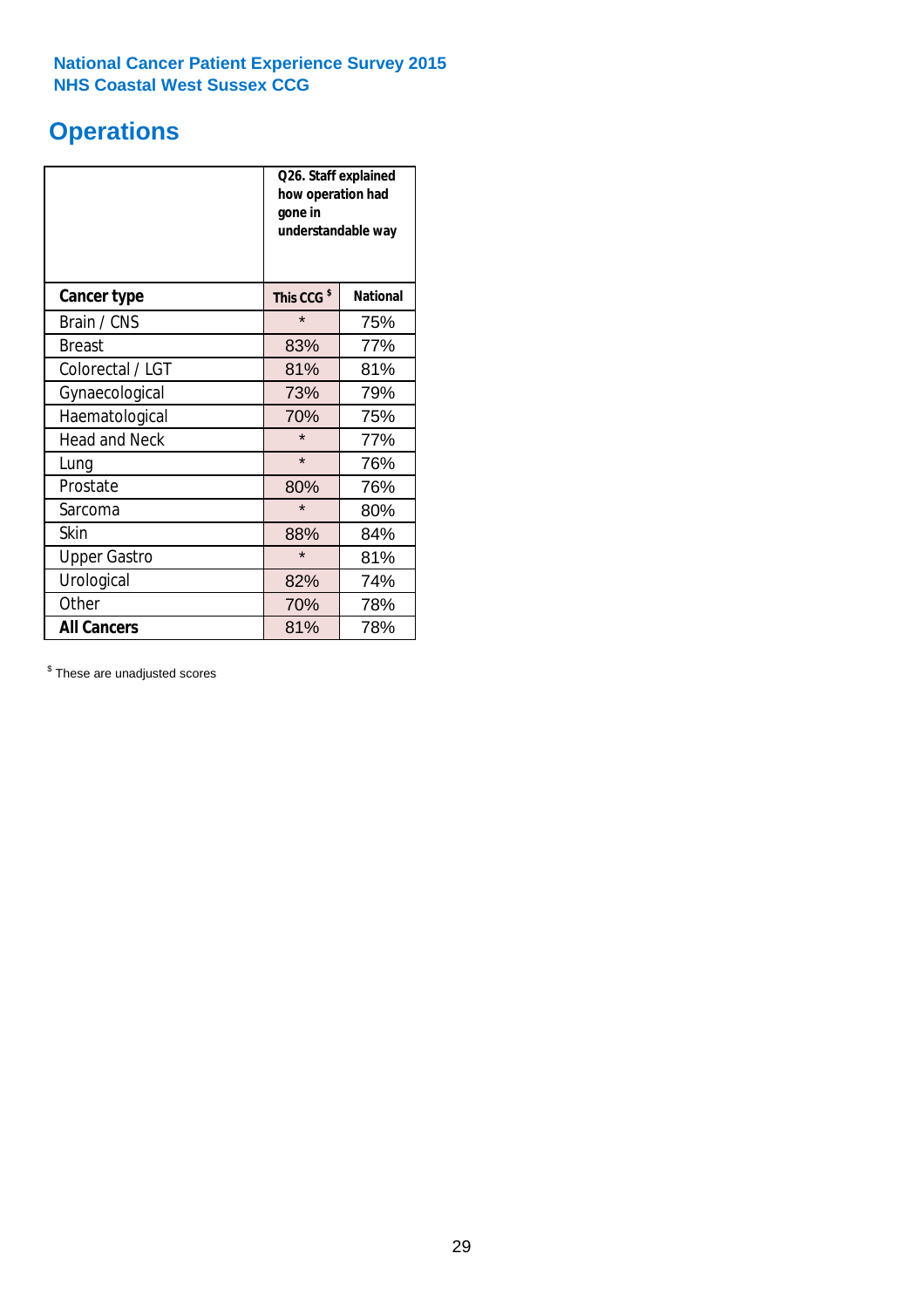National Cancer Patient Experience Survey 2015
NHS Coastal West Sussex CCG

# Operations

| | Q26. Staff explained how operation had gone in understandable way | |
|---|---|---|
| **Cancer type** | **This CCG [$]** | **National** |
| Brain / CNS | * | 75% |
| Breast | 83% | 77% |
| Colorectal / LGT | 81% | 81% |
| Gynaecological | 73% | 79% |
| Haematological | 70% | 75% |
| Head and Neck | * | 77% |
| Lung | * | 76% |
| Prostate | 80% | 76% |
| Sarcoma | * | 80% |
| Skin | 88% | 84% |
| Upper Gastro | * | 81% |
| Urological | 82% | 74% |
| Other | 70% | 78% |
| **All Cancers** | 81% | 78% |

[$] These are unadjusted scores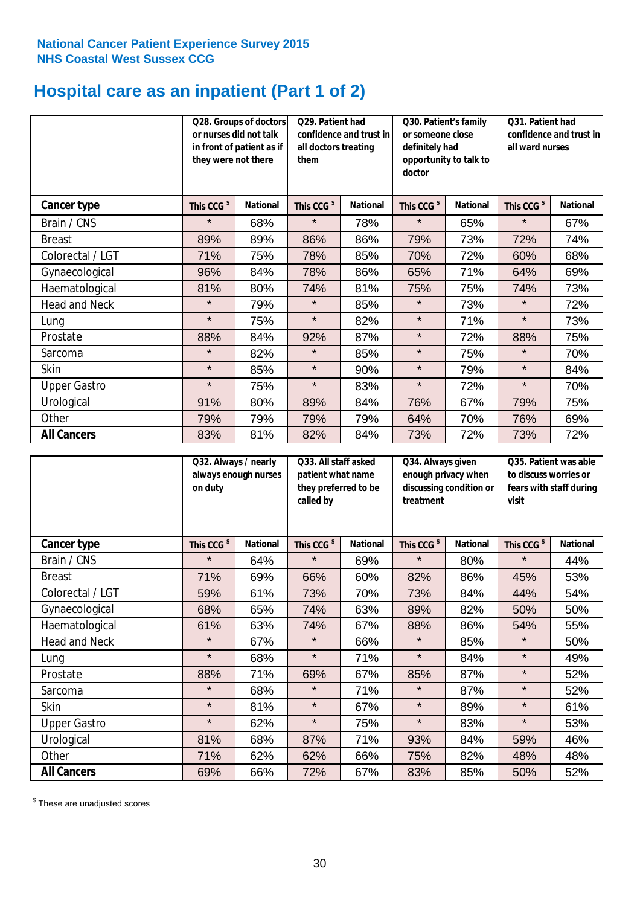**National Cancer Patient Experience Survey 2015**
**NHS Coastal West Sussex CCG**

# Hospital care as an inpatient (Part 1 of 2)

| | Q28. Groups of doctors or nurses did not talk in front of patient as if they were not there | | Q29. Patient had confidence and trust in all doctors treating them | | Q30. Patient's family or someone close definitely had opportunity to talk to doctor | | Q31. Patient had confidence and trust in all ward nurses | |
|---|---|---|---|---|---|---|---|---|
| **Cancer type** | **This CCG $** | **National** | **This CCG $** | **National** | **This CCG $** | **National** | **This CCG $** | **National** |
| Brain / CNS | * | 68% | * | 78% | * | 65% | * | 67% |
| Breast | 89% | 89% | 86% | 86% | 79% | 73% | 72% | 74% |
| Colorectal / LGT | 71% | 75% | 78% | 85% | 70% | 72% | 60% | 68% |
| Gynaecological | 96% | 84% | 78% | 86% | 65% | 71% | 64% | 69% |
| Haematological | 81% | 80% | 74% | 81% | 75% | 75% | 74% | 73% |
| Head and Neck | * | 79% | * | 85% | * | 73% | * | 72% |
| Lung | * | 75% | * | 82% | * | 71% | * | 73% |
| Prostate | 88% | 84% | 92% | 87% | * | 72% | 88% | 75% |
| Sarcoma | * | 82% | * | 85% | * | 75% | * | 70% |
| Skin | * | 85% | * | 90% | * | 79% | * | 84% |
| Upper Gastro | * | 75% | * | 83% | * | 72% | * | 70% |
| Urological | 91% | 80% | 89% | 84% | 76% | 67% | 79% | 75% |
| Other | 79% | 79% | 79% | 79% | 64% | 70% | 76% | 69% |
| **All Cancers** | 83% | 81% | 82% | 84% | 73% | 72% | 73% | 72% |

| | Q32. Always / nearly always enough nurses on duty | | Q33. All staff asked patient what name they preferred to be called by | | Q34. Always given enough privacy when discussing condition or treatment | | Q35. Patient was able to discuss worries or fears with staff during visit | |
|---|---|---|---|---|---|---|---|---|
| **Cancer type** | **This CCG $** | **National** | **This CCG $** | **National** | **This CCG $** | **National** | **This CCG $** | **National** |
| Brain / CNS | * | 64% | * | 69% | * | 80% | * | 44% |
| Breast | 71% | 69% | 66% | 60% | 82% | 86% | 45% | 53% |
| Colorectal / LGT | 59% | 61% | 73% | 70% | 73% | 84% | 44% | 54% |
| Gynaecological | 68% | 65% | 74% | 63% | 89% | 82% | 50% | 50% |
| Haematological | 61% | 63% | 74% | 67% | 88% | 86% | 54% | 55% |
| Head and Neck | * | 67% | * | 66% | * | 85% | * | 50% |
| Lung | * | 68% | * | 71% | * | 84% | * | 49% |
| Prostate | 88% | 71% | 69% | 67% | 85% | 87% | * | 52% |
| Sarcoma | * | 68% | * | 71% | * | 87% | * | 52% |
| Skin | * | 81% | * | 67% | * | 89% | * | 61% |
| Upper Gastro | * | 62% | * | 75% | * | 83% | * | 53% |
| Urological | 81% | 68% | 87% | 71% | 93% | 84% | 59% | 46% |
| Other | 71% | 62% | 62% | 66% | 75% | 82% | 48% | 48% |
| **All Cancers** | 69% | 66% | 72% | 67% | 83% | 85% | 50% | 52% |

$ These are unadjusted scores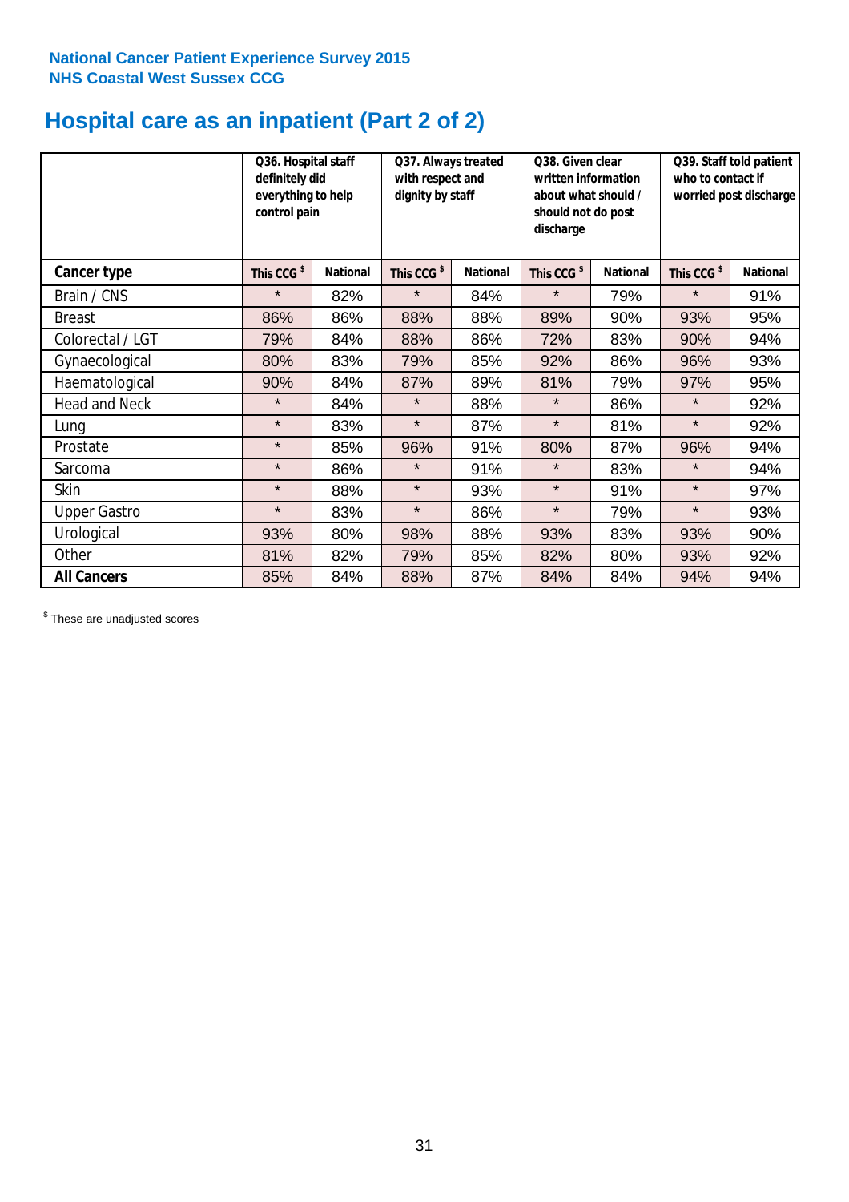**National Cancer Patient Experience Survey 2015**
**NHS Coastal West Sussex CCG**

# Hospital care as an inpatient (Part 2 of 2)

| | Q36. Hospital staff definitely did everything to help control pain | | Q37. Always treated with respect and dignity by staff | | Q38. Given clear written information about what should / should not do post discharge | | Q39. Staff told patient who to contact if worried post discharge | |
|---|---|---|---|---|---|---|---|---|
| **Cancer type** | This CCG $ | National | This CCG $ | National | This CCG $ | National | This CCG $ | National |
| Brain / CNS | * | 82% | * | 84% | * | 79% | * | 91% |
| Breast | 86% | 86% | 88% | 88% | 89% | 90% | 93% | 95% |
| Colorectal / LGT | 79% | 84% | 88% | 86% | 72% | 83% | 90% | 94% |
| Gynaecological | 80% | 83% | 79% | 85% | 92% | 86% | 96% | 93% |
| Haematological | 90% | 84% | 87% | 89% | 81% | 79% | 97% | 95% |
| Head and Neck | * | 84% | * | 88% | * | 86% | * | 92% |
| Lung | * | 83% | * | 87% | * | 81% | * | 92% |
| Prostate | * | 85% | 96% | 91% | 80% | 87% | 96% | 94% |
| Sarcoma | * | 86% | * | 91% | * | 83% | * | 94% |
| Skin | * | 88% | * | 93% | * | 91% | * | 97% |
| Upper Gastro | * | 83% | * | 86% | * | 79% | * | 93% |
| Urological | 93% | 80% | 98% | 88% | 93% | 83% | 93% | 90% |
| Other | 81% | 82% | 79% | 85% | 82% | 80% | 93% | 92% |
| **All Cancers** | 85% | 84% | 88% | 87% | 84% | 84% | 94% | 94% |

$ These are unadjusted scores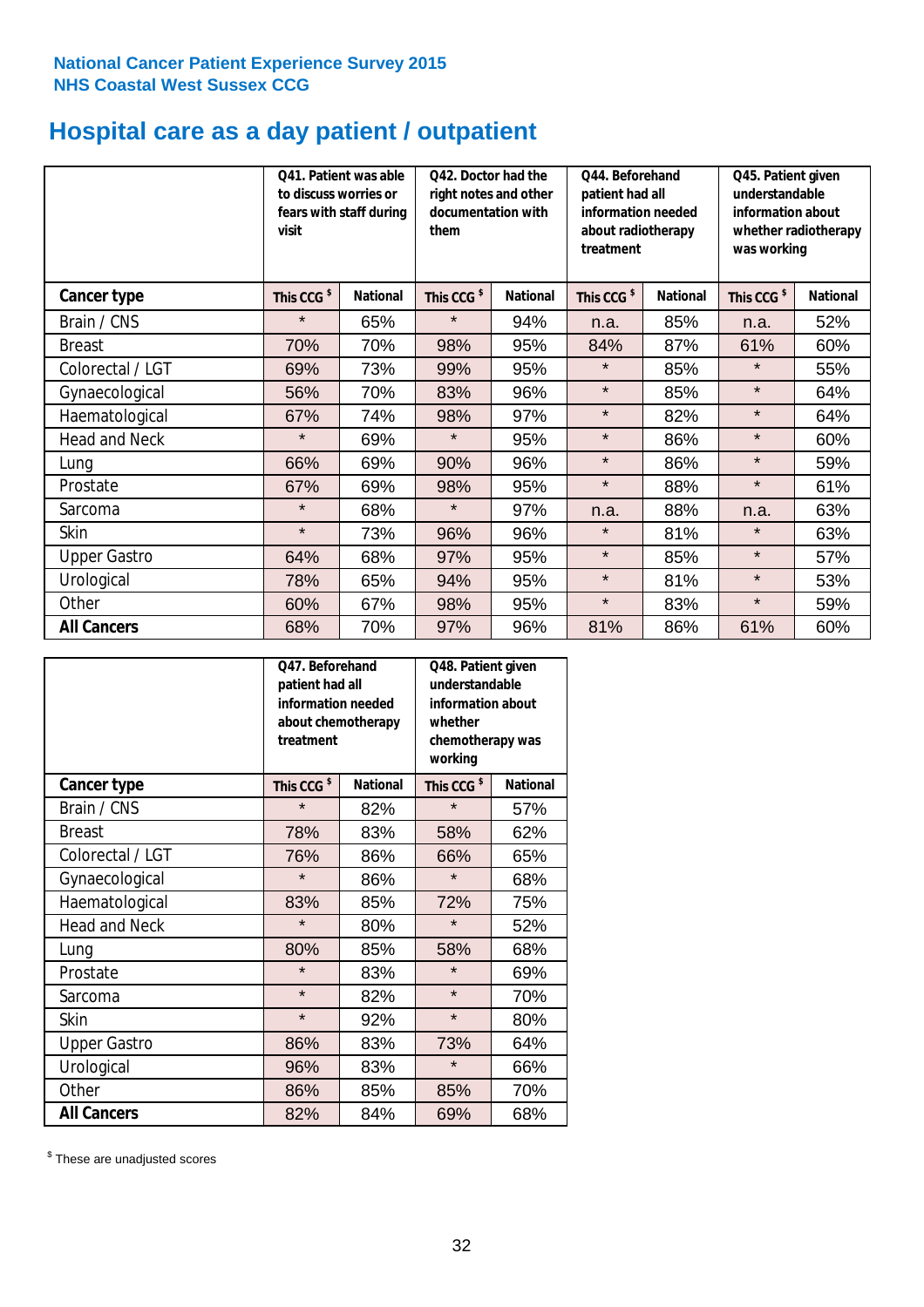**National Cancer Patient Experience Survey 2015**
**NHS Coastal West Sussex CCG**

# Hospital care as a day patient / outpatient

| | Q41. Patient was able to discuss worries or fears with staff during visit | | Q42. Doctor had the right notes and other documentation with them | | Q44. Beforehand patient had all information needed about radiotherapy treatment | | Q45. Patient given understandable information about whether radiotherapy was working | |
|---|---|---|---|---|---|---|---|---|
| **Cancer type** | This CCG $ | National | This CCG $ | National | This CCG $ | National | This CCG $ | National |
| Brain / CNS | * | 65% | * | 94% | n.a. | 85% | n.a. | 52% |
| Breast | 70% | 70% | 98% | 95% | 84% | 87% | 61% | 60% |
| Colorectal / LGT | 69% | 73% | 99% | 95% | * | 85% | * | 55% |
| Gynaecological | 56% | 70% | 83% | 96% | * | 85% | * | 64% |
| Haematological | 67% | 74% | 98% | 97% | * | 82% | * | 64% |
| Head and Neck | * | 69% | * | 95% | * | 86% | * | 60% |
| Lung | 66% | 69% | 90% | 96% | * | 86% | * | 59% |
| Prostate | 67% | 69% | 98% | 95% | * | 88% | * | 61% |
| Sarcoma | * | 68% | * | 97% | n.a. | 88% | n.a. | 63% |
| Skin | * | 73% | 96% | 96% | * | 81% | * | 63% |
| Upper Gastro | 64% | 68% | 97% | 95% | * | 85% | * | 57% |
| Urological | 78% | 65% | 94% | 95% | * | 81% | * | 53% |
| Other | 60% | 67% | 98% | 95% | * | 83% | * | 59% |
| **All Cancers** | 68% | 70% | 97% | 96% | 81% | 86% | 61% | 60% |

| | Q47. Beforehand patient had all information needed about chemotherapy treatment | | Q48. Patient given understandable information about whether chemotherapy was working | |
|---|---|---|---|---|
| **Cancer type** | This CCG $ | National | This CCG $ | National |
| Brain / CNS | * | 82% | * | 57% |
| Breast | 78% | 83% | 58% | 62% |
| Colorectal / LGT | 76% | 86% | 66% | 65% |
| Gynaecological | * | 86% | * | 68% |
| Haematological | 83% | 85% | 72% | 75% |
| Head and Neck | * | 80% | * | 52% |
| Lung | 80% | 85% | 58% | 68% |
| Prostate | * | 83% | * | 69% |
| Sarcoma | * | 82% | * | 70% |
| Skin | * | 92% | * | 80% |
| Upper Gastro | 86% | 83% | 73% | 64% |
| Urological | 96% | 83% | * | 66% |
| Other | 86% | 85% | 85% | 70% |
| **All Cancers** | 82% | 84% | 69% | 68% |

$ These are unadjusted scores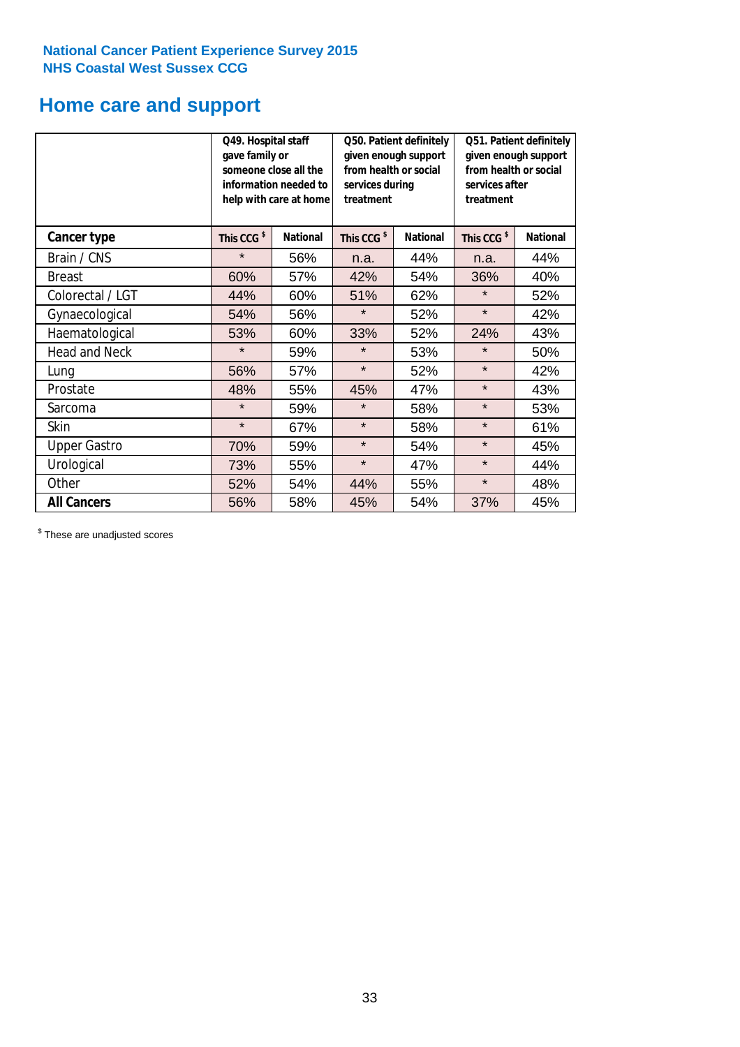National Cancer Patient Experience Survey 2015
NHS Coastal West Sussex CCG

# Home care and support

| | Q49. Hospital staff gave family or someone close all the information needed to help with care at home | | Q50. Patient definitely given enough support from health or social services during treatment | | Q51. Patient definitely given enough support from health or social services after treatment | |
|---|---|---|---|---|---|---|
| **Cancer type** | **This CCG $** | **National** | **This CCG $** | **National** | **This CCG $** | **National** |
| Brain / CNS | * | 56% | n.a. | 44% | n.a. | 44% |
| Breast | 60% | 57% | 42% | 54% | 36% | 40% |
| Colorectal / LGT | 44% | 60% | 51% | 62% | * | 52% |
| Gynaecological | 54% | 56% | * | 52% | * | 42% |
| Haematological | 53% | 60% | 33% | 52% | 24% | 43% |
| Head and Neck | * | 59% | * | 53% | * | 50% |
| Lung | 56% | 57% | * | 52% | * | 42% |
| Prostate | 48% | 55% | 45% | 47% | * | 43% |
| Sarcoma | * | 59% | * | 58% | * | 53% |
| Skin | * | 67% | * | 58% | * | 61% |
| Upper Gastro | 70% | 59% | * | 54% | * | 45% |
| Urological | 73% | 55% | * | 47% | * | 44% |
| Other | 52% | 54% | 44% | 55% | * | 48% |
| **All Cancers** | 56% | 58% | 45% | 54% | 37% | 45% |

$ These are unadjusted scores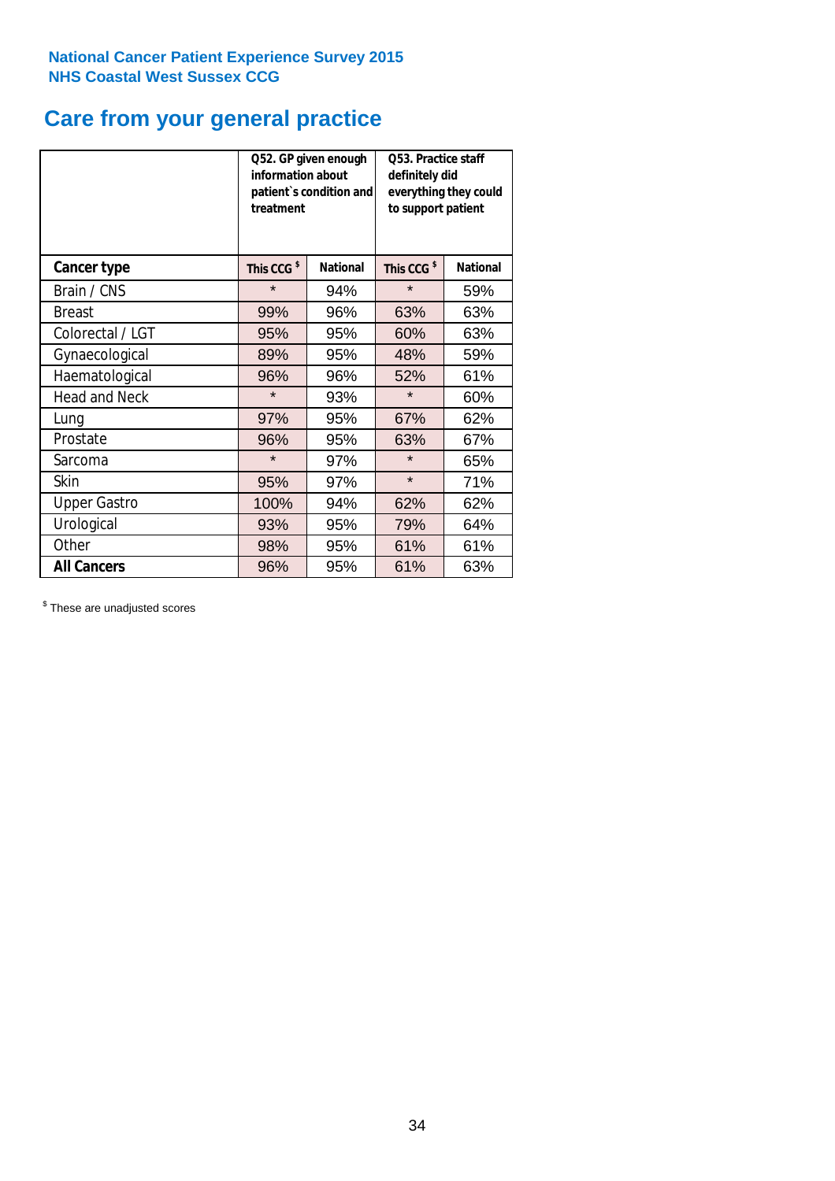National Cancer Patient Experience Survey 2015
NHS Coastal West Sussex CCG

# Care from your general practice

| | Q52. GP given enough information about patient`s condition and treatment | | Q53. Practice staff definitely did everything they could to support patient | |
|---|---|---|---|---|
| **Cancer type** | **This CCG $** | **National** | **This CCG $** | **National** |
| Brain / CNS | * | 94% | * | 59% |
| Breast | 99% | 96% | 63% | 63% |
| Colorectal / LGT | 95% | 95% | 60% | 63% |
| Gynaecological | 89% | 95% | 48% | 59% |
| Haematological | 96% | 96% | 52% | 61% |
| Head and Neck | * | 93% | * | 60% |
| Lung | 97% | 95% | 67% | 62% |
| Prostate | 96% | 95% | 63% | 67% |
| Sarcoma | * | 97% | * | 65% |
| Skin | 95% | 97% | * | 71% |
| Upper Gastro | 100% | 94% | 62% | 62% |
| Urological | 93% | 95% | 79% | 64% |
| Other | 98% | 95% | 61% | 61% |
| **All Cancers** | 96% | 95% | 61% | 63% |

$ These are unadjusted scores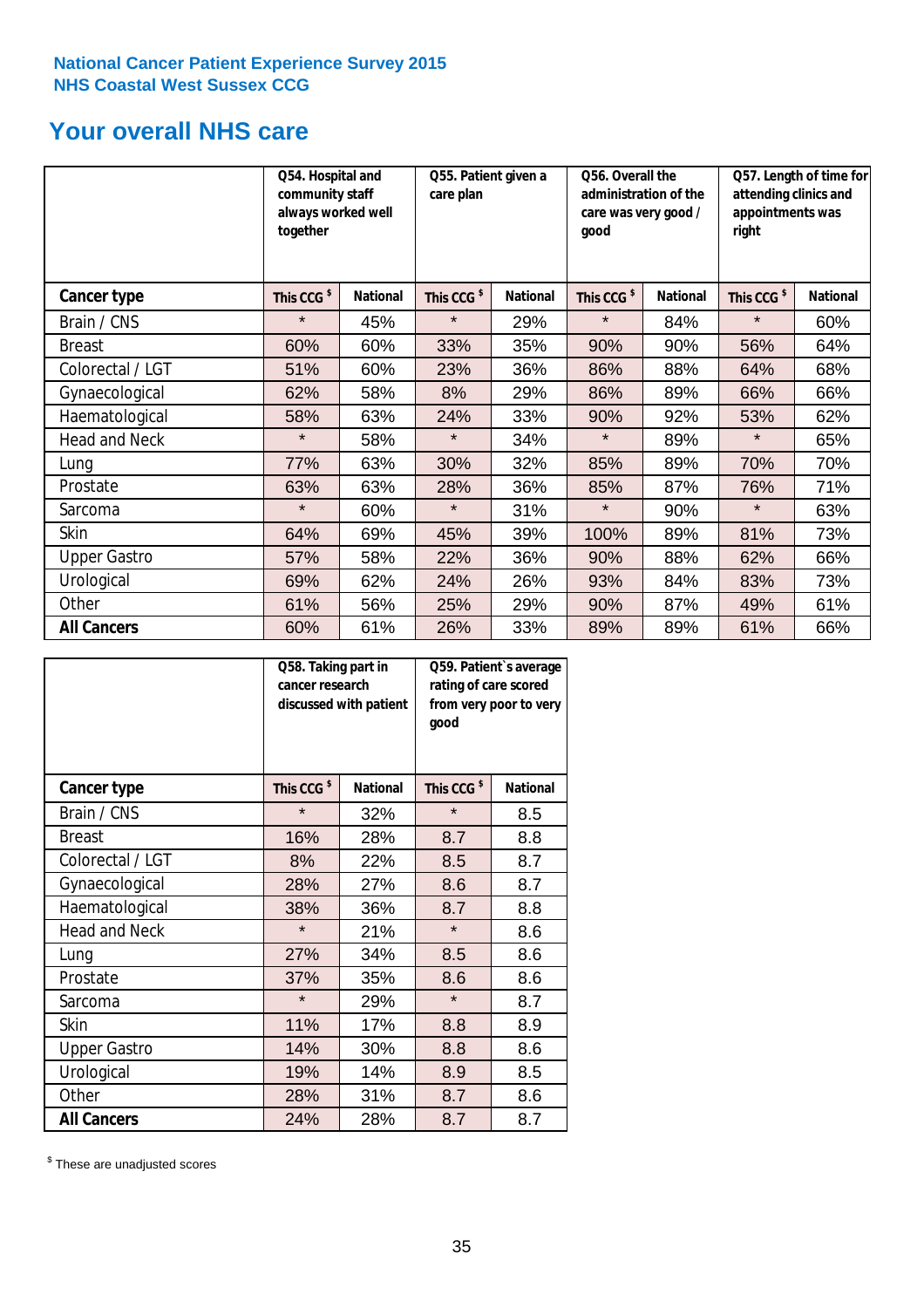National Cancer Patient Experience Survey 2015
NHS Coastal West Sussex CCG

# Your overall NHS care

| | Q54. Hospital and community staff always worked well together | | Q55. Patient given a care plan | | Q56. Overall the administration of the care was very good / good | | Q57. Length of time for attending clinics and appointments was right | |
|---|---|---|---|---|---|---|---|---|
| **Cancer type** | This CCG $ | National | This CCG $ | National | This CCG $ | National | This CCG $ | National |
| Brain / CNS | * | 45% | * | 29% | * | 84% | * | 60% |
| Breast | 60% | 60% | 33% | 35% | 90% | 90% | 56% | 64% |
| Colorectal / LGT | 51% | 60% | 23% | 36% | 86% | 88% | 64% | 68% |
| Gynaecological | 62% | 58% | 8% | 29% | 86% | 89% | 66% | 66% |
| Haematological | 58% | 63% | 24% | 33% | 90% | 92% | 53% | 62% |
| Head and Neck | * | 58% | * | 34% | * | 89% | * | 65% |
| Lung | 77% | 63% | 30% | 32% | 85% | 89% | 70% | 70% |
| Prostate | 63% | 63% | 28% | 36% | 85% | 87% | 76% | 71% |
| Sarcoma | * | 60% | * | 31% | * | 90% | * | 63% |
| Skin | 64% | 69% | 45% | 39% | 100% | 89% | 81% | 73% |
| Upper Gastro | 57% | 58% | 22% | 36% | 90% | 88% | 62% | 66% |
| Urological | 69% | 62% | 24% | 26% | 93% | 84% | 83% | 73% |
| Other | 61% | 56% | 25% | 29% | 90% | 87% | 49% | 61% |
| **All Cancers** | 60% | 61% | 26% | 33% | 89% | 89% | 61% | 66% |

| | Q58. Taking part in cancer research discussed with patient | | Q59. Patient`s average rating of care scored from very poor to very good | |
|---|---|---|---|---|
| **Cancer type** | This CCG $ | National | This CCG $ | National |
| Brain / CNS | * | 32% | * | 8.5 |
| Breast | 16% | 28% | 8.7 | 8.8 |
| Colorectal / LGT | 8% | 22% | 8.5 | 8.7 |
| Gynaecological | 28% | 27% | 8.6 | 8.7 |
| Haematological | 38% | 36% | 8.7 | 8.8 |
| Head and Neck | * | 21% | * | 8.6 |
| Lung | 27% | 34% | 8.5 | 8.6 |
| Prostate | 37% | 35% | 8.6 | 8.6 |
| Sarcoma | * | 29% | * | 8.7 |
| Skin | 11% | 17% | 8.8 | 8.9 |
| Upper Gastro | 14% | 30% | 8.8 | 8.6 |
| Urological | 19% | 14% | 8.9 | 8.5 |
| Other | 28% | 31% | 8.7 | 8.6 |
| **All Cancers** | 24% | 28% | 8.7 | 8.7 |

$ These are unadjusted scores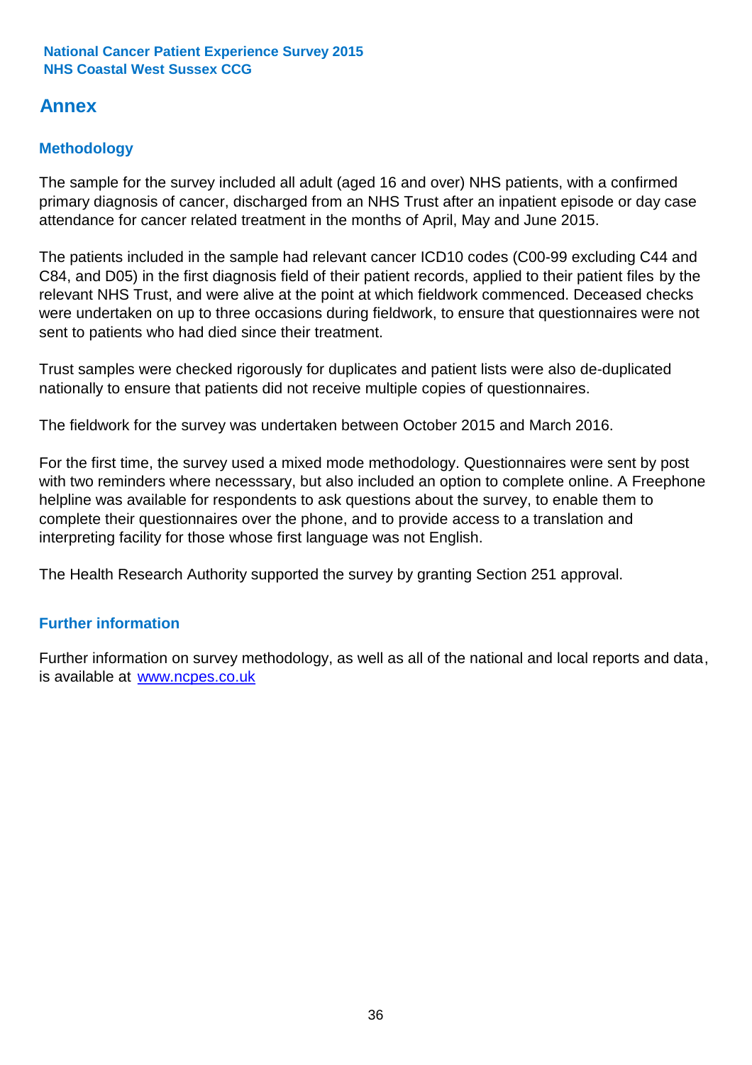## Annex

### Methodology

The sample for the survey included all adult (aged 16 and over) NHS patients, with a confirmed primary diagnosis of cancer, discharged from an NHS Trust after an inpatient episode or day case attendance for cancer related treatment in the months of April, May and June 2015.

The patients included in the sample had relevant cancer ICD10 codes (C00-99 excluding C44 and C84, and D05) in the first diagnosis field of their patient records, applied to their patient files by the relevant NHS Trust, and were alive at the point at which fieldwork commenced. Deceased checks were undertaken on up to three occasions during fieldwork, to ensure that questionnaires were not sent to patients who had died since their treatment.

Trust samples were checked rigorously for duplicates and patient lists were also de-duplicated nationally to ensure that patients did not receive multiple copies of questionnaires.

The fieldwork for the survey was undertaken between October 2015 and March 2016.

For the first time, the survey used a mixed mode methodology. Questionnaires were sent by post with two reminders where necesssary, but also included an option to complete online. A Freephone helpline was available for respondents to ask questions about the survey, to enable them to complete their questionnaires over the phone, and to provide access to a translation and interpreting facility for those whose first language was not English.

The Health Research Authority supported the survey by granting Section 251 approval.

### Further information

Further information on survey methodology, as well as all of the national and local reports and data, is available at www.ncpes.co.uk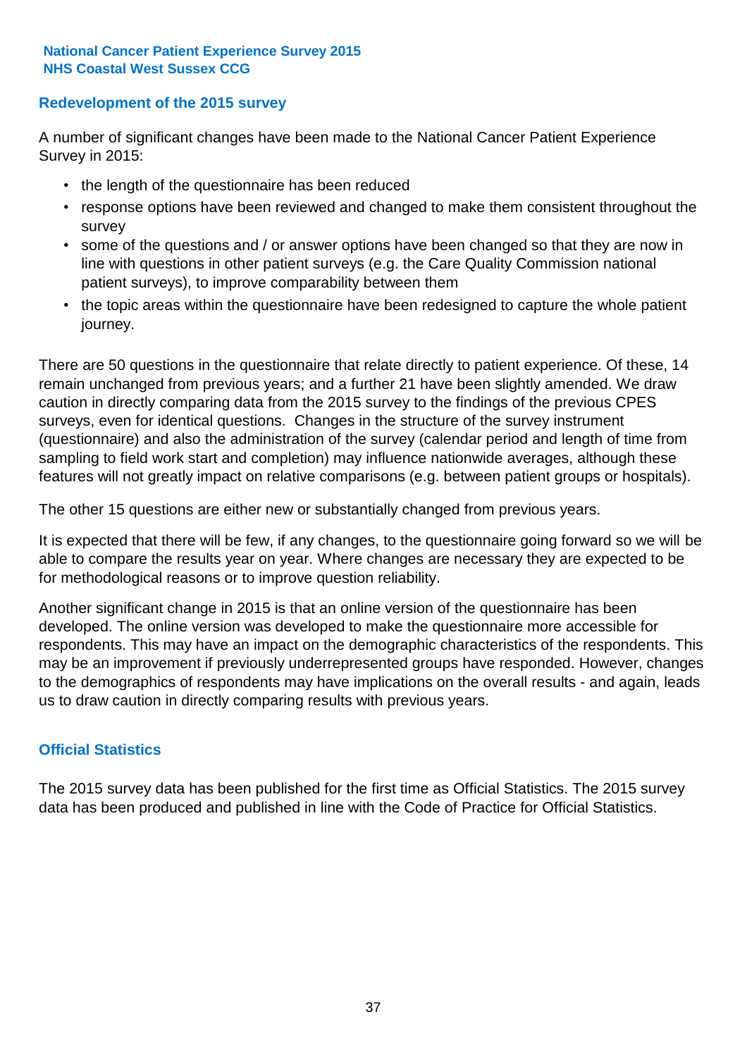## Redevelopment of the 2015 survey

A number of significant changes have been made to the National Cancer Patient Experience Survey in 2015:

- the length of the questionnaire has been reduced
- response options have been reviewed and changed to make them consistent throughout the survey
- some of the questions and / or answer options have been changed so that they are now in line with questions in other patient surveys (e.g. the Care Quality Commission national patient surveys), to improve comparability between them
- the topic areas within the questionnaire have been redesigned to capture the whole patient journey.

There are 50 questions in the questionnaire that relate directly to patient experience. Of these, 14 remain unchanged from previous years; and a further 21 have been slightly amended. We draw caution in directly comparing data from the 2015 survey to the findings of the previous CPES surveys, even for identical questions. Changes in the structure of the survey instrument (questionnaire) and also the administration of the survey (calendar period and length of time from sampling to field work start and completion) may influence nationwide averages, although these features will not greatly impact on relative comparisons (e.g. between patient groups or hospitals).

The other 15 questions are either new or substantially changed from previous years.

It is expected that there will be few, if any changes, to the questionnaire going forward so we will be able to compare the results year on year. Where changes are necessary they are expected to be for methodological reasons or to improve question reliability.

Another significant change in 2015 is that an online version of the questionnaire has been developed. The online version was developed to make the questionnaire more accessible for respondents. This may have an impact on the demographic characteristics of the respondents. This may be an improvement if previously underrepresented groups have responded. However, changes to the demographics of respondents may have implications on the overall results - and again, leads us to draw caution in directly comparing results with previous years.

## Official Statistics

The 2015 survey data has been published for the first time as Official Statistics. The 2015 survey data has been produced and published in line with the Code of Practice for Official Statistics.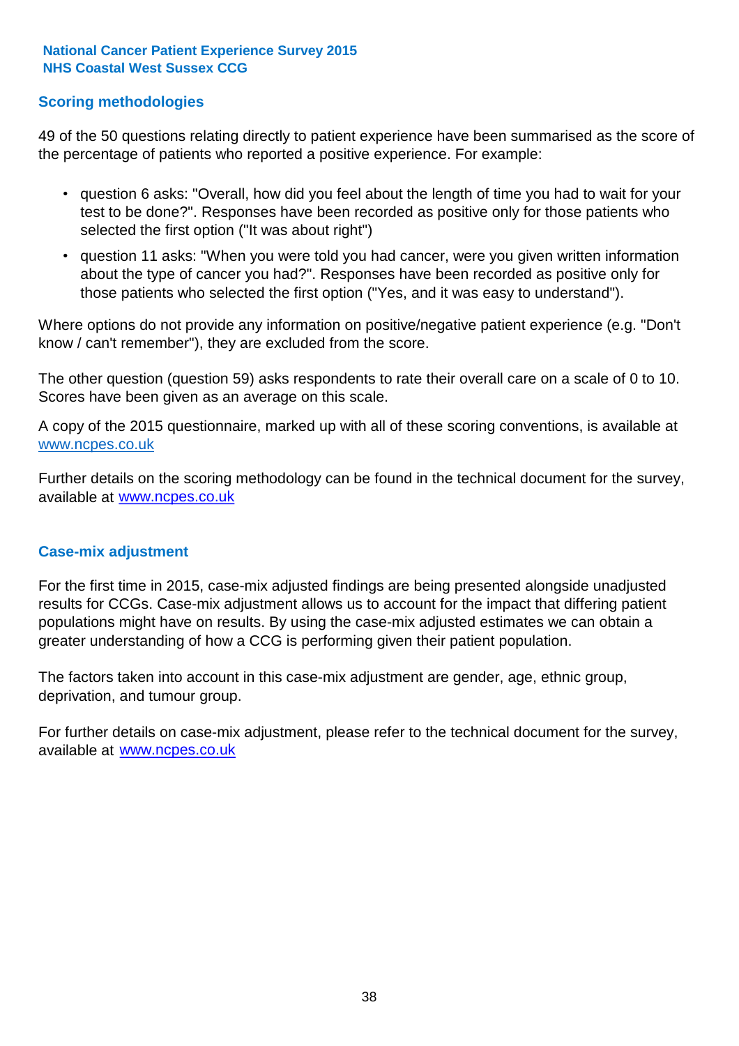## Scoring methodologies

49 of the 50 questions relating directly to patient experience have been summarised as the score of the percentage of patients who reported a positive experience. For example:

- question 6 asks: "Overall, how did you feel about the length of time you had to wait for your test to be done?". Responses have been recorded as positive only for those patients who selected the first option ("It was about right")
- question 11 asks: "When you were told you had cancer, were you given written information about the type of cancer you had?". Responses have been recorded as positive only for those patients who selected the first option ("Yes, and it was easy to understand").

Where options do not provide any information on positive/negative patient experience (e.g. "Don't know / can't remember"), they are excluded from the score.

The other question (question 59) asks respondents to rate their overall care on a scale of 0 to 10. Scores have been given as an average on this scale.

A copy of the 2015 questionnaire, marked up with all of these scoring conventions, is available at www.ncpes.co.uk

Further details on the scoring methodology can be found in the technical document for the survey, available at www.ncpes.co.uk

## Case-mix adjustment

For the first time in 2015, case-mix adjusted findings are being presented alongside unadjusted results for CCGs. Case-mix adjustment allows us to account for the impact that differing patient populations might have on results. By using the case-mix adjusted estimates we can obtain a greater understanding of how a CCG is performing given their patient population.

The factors taken into account in this case-mix adjustment are gender, age, ethnic group, deprivation, and tumour group.

For further details on case-mix adjustment, please refer to the technical document for the survey, available at www.ncpes.co.uk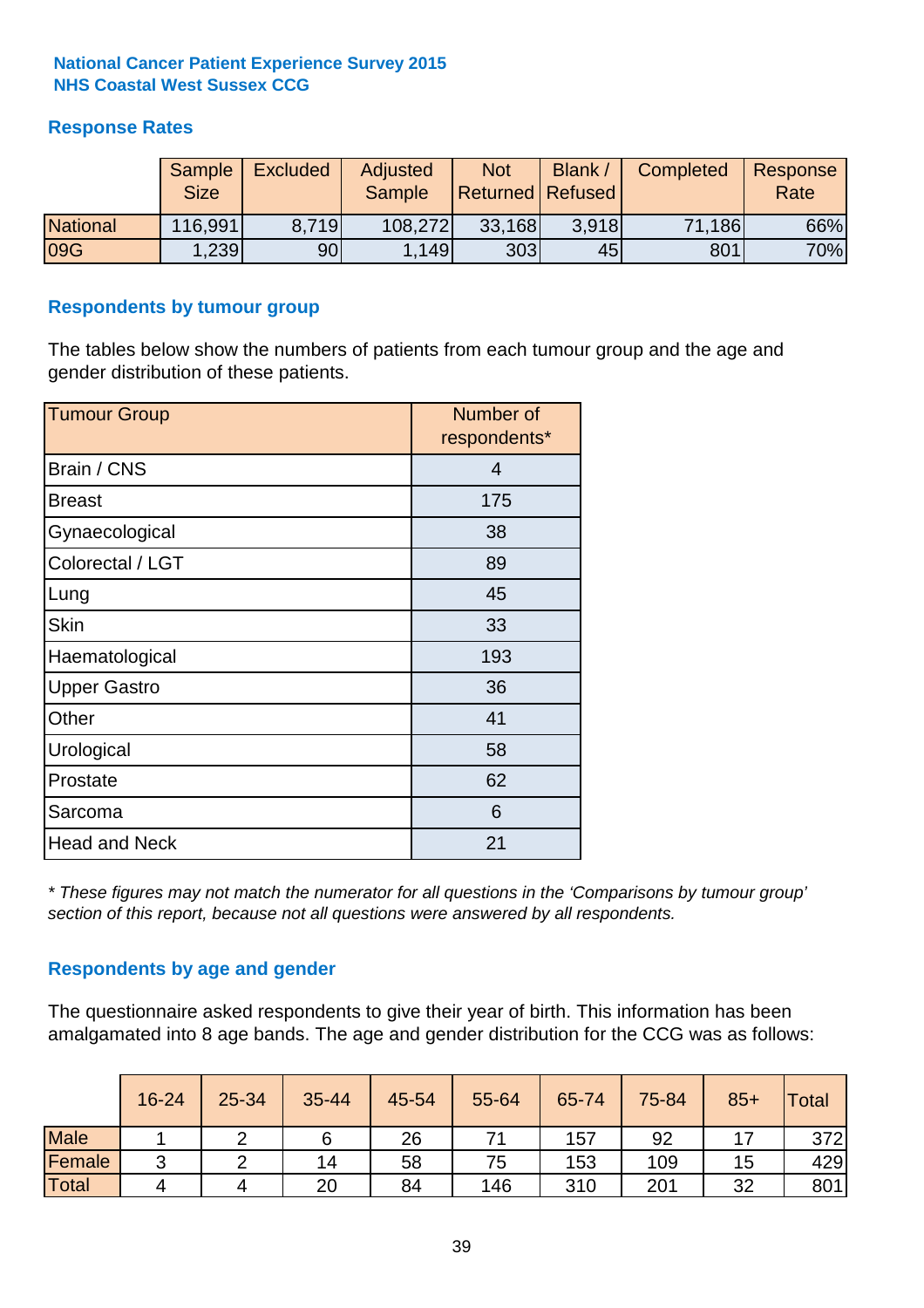**National Cancer Patient Experience Survey 2015**
**NHS Coastal West Sussex CCG**

## Response Rates

| | Sample Size | Excluded | Adjusted Sample | Not Returned | Blank / Refused | Completed | Response Rate |
|---|---|---|---|---|---|---|---|
| National | 116,991 | 8,719 | 108,272 | 33,168 | 3,918 | 71,186 | 66% |
| 09G | 1,239 | 90 | 1,149 | 303 | 45 | 801 | 70% |

## Respondents by tumour group

The tables below show the numbers of patients from each tumour group and the age and gender distribution of these patients.

| Tumour Group | Number of respondents* |
|---|---|
| Brain / CNS | 4 |
| Breast | 175 |
| Gynaecological | 38 |
| Colorectal / LGT | 89 |
| Lung | 45 |
| Skin | 33 |
| Haematological | 193 |
| Upper Gastro | 36 |
| Other | 41 |
| Urological | 58 |
| Prostate | 62 |
| Sarcoma | 6 |
| Head and Neck | 21 |

*\* These figures may not match the numerator for all questions in the 'Comparisons by tumour group' section of this report, because not all questions were answered by all respondents.*

## Respondents by age and gender

The questionnaire asked respondents to give their year of birth. This information has been amalgamated into 8 age bands. The age and gender distribution for the CCG was as follows:

| | 16-24 | 25-34 | 35-44 | 45-54 | 55-64 | 65-74 | 75-84 | 85+ | Total |
|---|---|---|---|---|---|---|---|---|---|
| Male | 1 | 2 | 6 | 26 | 71 | 157 | 92 | 17 | 372 |
| Female | 3 | 2 | 14 | 58 | 75 | 153 | 109 | 15 | 429 |
| Total | 4 | 4 | 20 | 84 | 146 | 310 | 201 | 32 | 801 |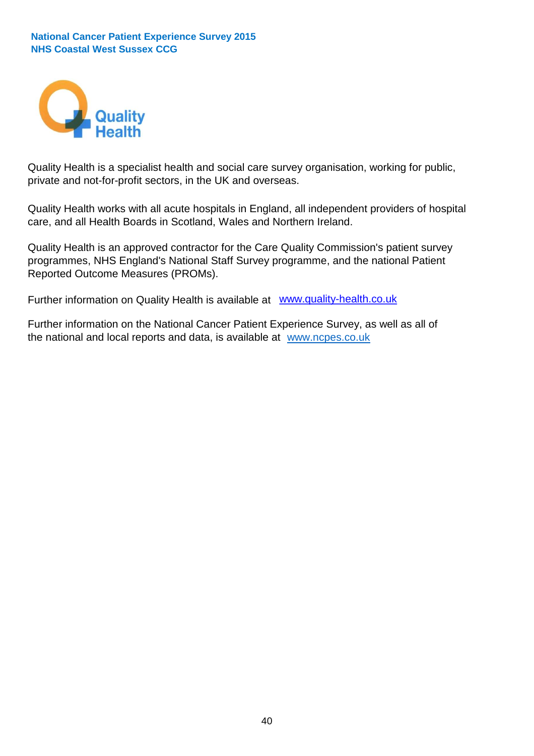Quality Health is a specialist health and social care survey organisation, working for public, private and not-for-profit sectors, in the UK and overseas.

Quality Health works with all acute hospitals in England, all independent providers of hospital care, and all Health Boards in Scotland, Wales and Northern Ireland.

Quality Health is an approved contractor for the Care Quality Commission's patient survey programmes, NHS England's National Staff Survey programme, and the national Patient Reported Outcome Measures (PROMs).

Further information on Quality Health is available at [www.quality-health.co.uk](http://www.quality-health.co.uk)

Further information on the National Cancer Patient Experience Survey, as well as all of the national and local reports and data, is available at [www.ncpes.co.uk](http://www.ncpes.co.uk)